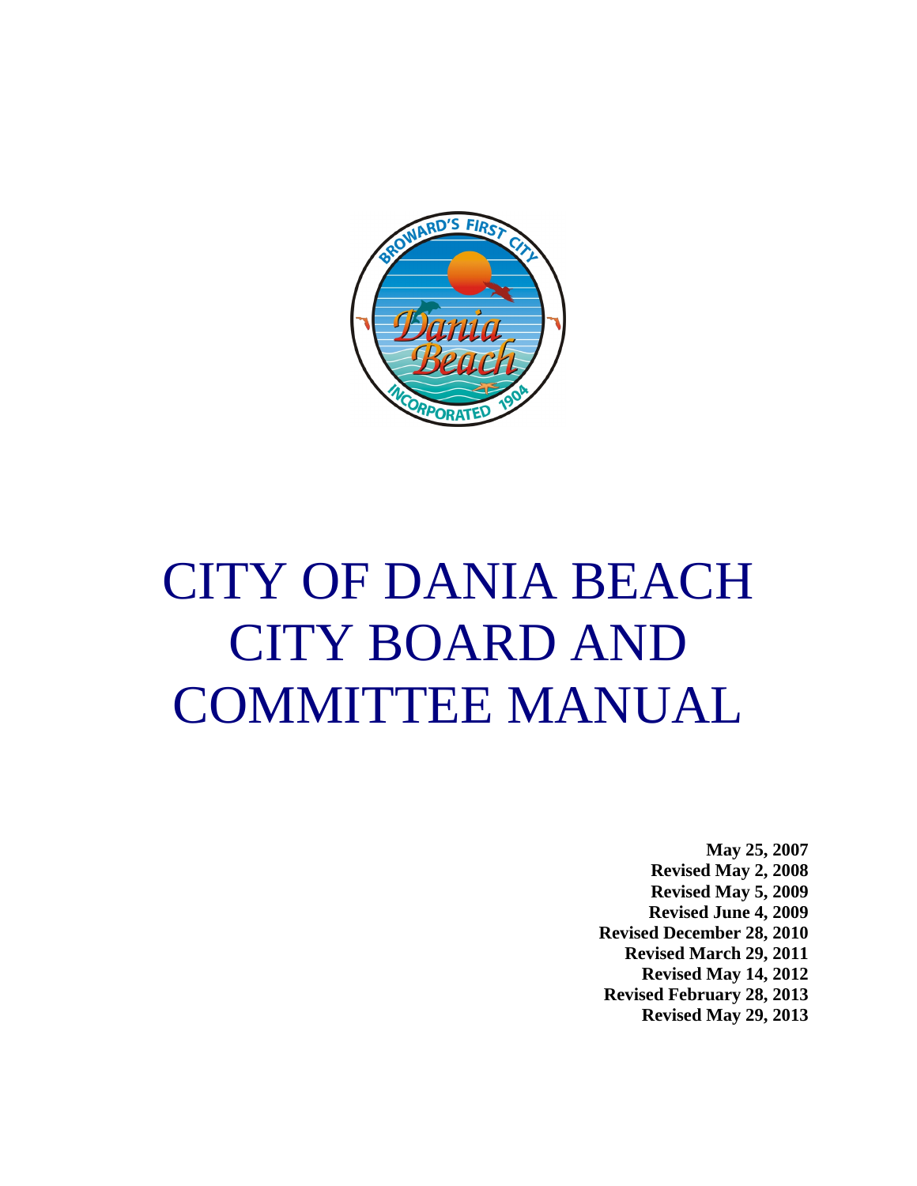# CITY OF DANIA BEACH CITY BOARD AND COMMITTEE MANUAL

**May 25, 2007**
**Revised May 2, 2008**
**Revised May 5, 2009**
**Revised June 4, 2009**
**Revised December 28, 2010**
**Revised March 29, 2011**
**Revised May 14, 2012**
**Revised February 28, 2013**
**Revised May 29, 2013**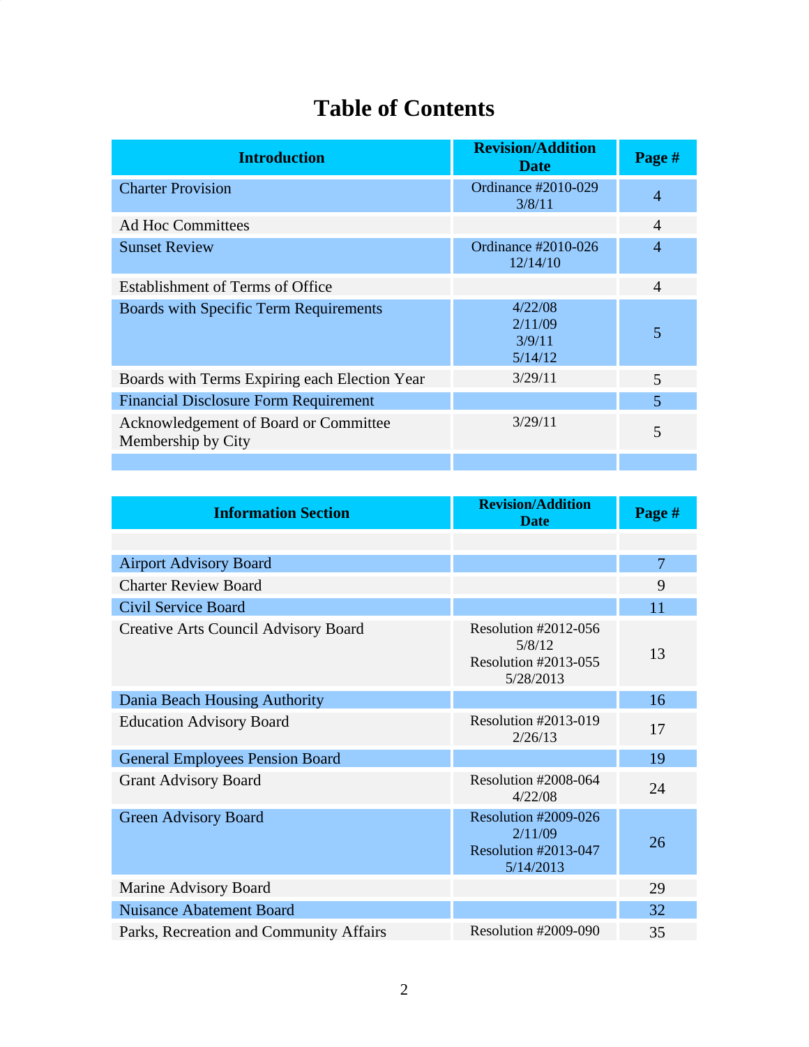# Table of Contents

| Introduction | Revision/Addition Date | Page # |
|---|---|---|
| Charter Provision | Ordinance #2010-029 3/8/11 | 4 |
| Ad Hoc Committees | | 4 |
| Sunset Review | Ordinance #2010-026 12/14/10 | 4 |
| Establishment of Terms of Office | | 4 |
| Boards with Specific Term Requirements | 4/22/08 2/11/09 3/9/11 5/14/12 | 5 |
| Boards with Terms Expiring each Election Year | 3/29/11 | 5 |
| Financial Disclosure Form Requirement | | 5 |
| Acknowledgement of Board or Committee Membership by City | 3/29/11 | 5 |
| | | |

| Information Section | Revision/Addition Date | Page # |
|---|---|---|
| | | |
| Airport Advisory Board | | 7 |
| Charter Review Board | | 9 |
| Civil Service Board | | 11 |
| Creative Arts Council Advisory Board | Resolution #2012-056 5/8/12 Resolution #2013-055 5/28/2013 | 13 |
| Dania Beach Housing Authority | | 16 |
| Education Advisory Board | Resolution #2013-019 2/26/13 | 17 |
| General Employees Pension Board | | 19 |
| Grant Advisory Board | Resolution #2008-064 4/22/08 | 24 |
| Green Advisory Board | Resolution #2009-026 2/11/09 Resolution #2013-047 5/14/2013 | 26 |
| Marine Advisory Board | | 29 |
| Nuisance Abatement Board | | 32 |
| Parks, Recreation and Community Affairs | Resolution #2009-090 | 35 |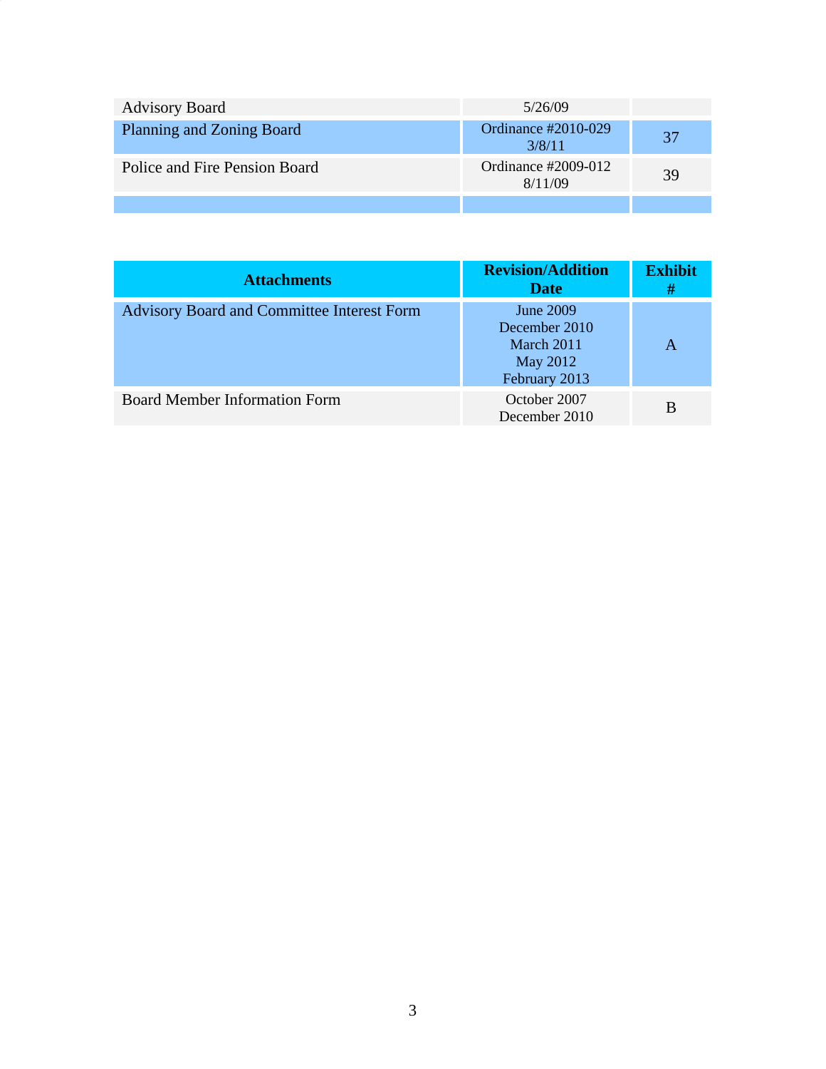| | | |
|---|---|---|
| Advisory Board | 5/26/09 | |
| Planning and Zoning Board | Ordinance #2010-029<br>3/8/11 | 37 |
| Police and Fire Pension Board | Ordinance #2009-012<br>8/11/09 | 39 |
| | | |

| **Attachments** | **Revision/Addition Date** | **Exhibit #** |
|---|---|---|
| Advisory Board and Committee Interest Form | June 2009<br>December 2010<br>March 2011<br>May 2012<br>February 2013 | A |
| Board Member Information Form | October 2007<br>December 2010 | B |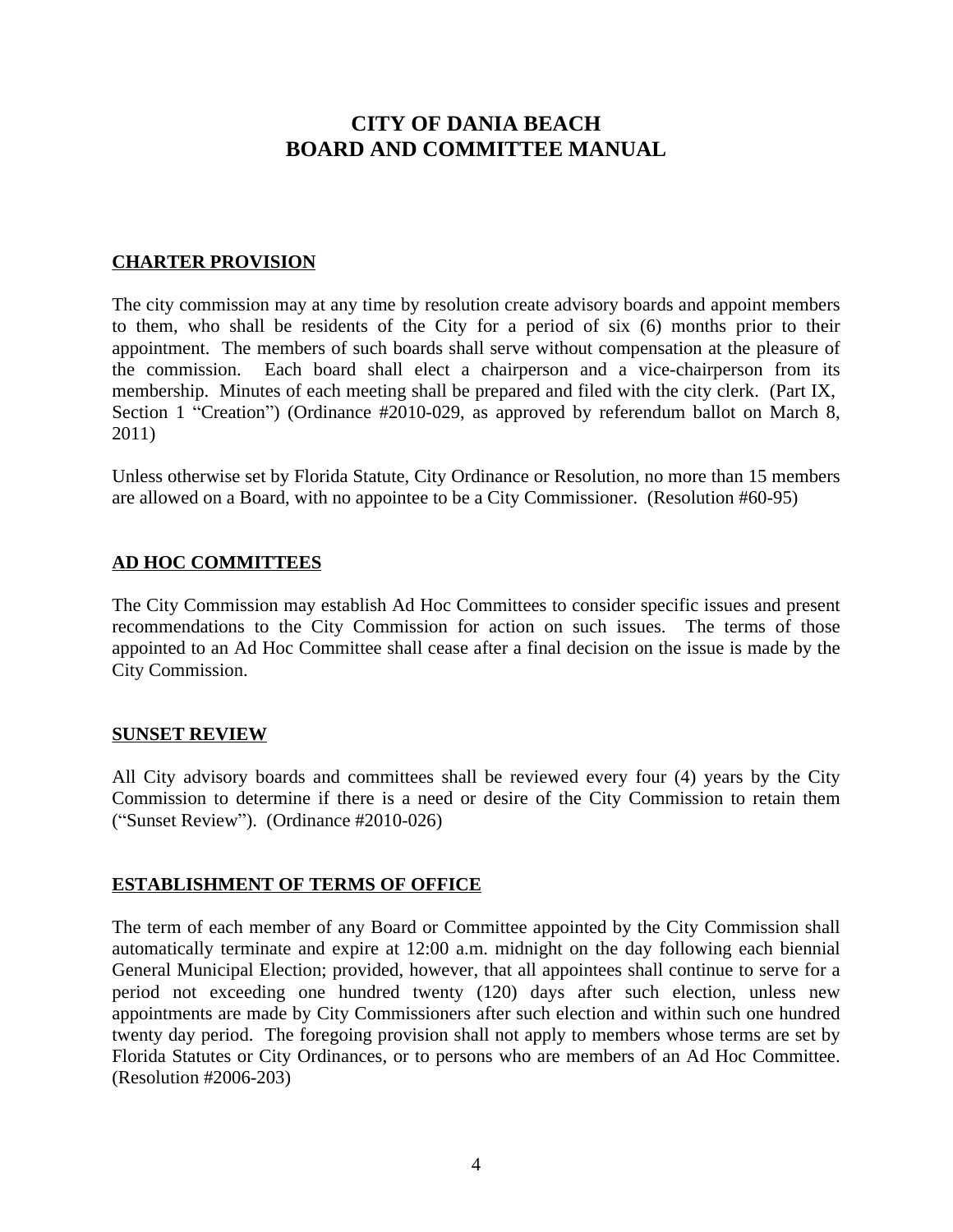# CITY OF DANIA BEACH
# BOARD AND COMMITTEE MANUAL

## CHARTER PROVISION

The city commission may at any time by resolution create advisory boards and appoint members to them, who shall be residents of the City for a period of six (6) months prior to their appointment. The members of such boards shall serve without compensation at the pleasure of the commission. Each board shall elect a chairperson and a vice-chairperson from its membership. Minutes of each meeting shall be prepared and filed with the city clerk. (Part IX, Section 1 "Creation") (Ordinance #2010-029, as approved by referendum ballot on March 8, 2011)

Unless otherwise set by Florida Statute, City Ordinance or Resolution, no more than 15 members are allowed on a Board, with no appointee to be a City Commissioner. (Resolution #60-95)

## AD HOC COMMITTEES

The City Commission may establish Ad Hoc Committees to consider specific issues and present recommendations to the City Commission for action on such issues. The terms of those appointed to an Ad Hoc Committee shall cease after a final decision on the issue is made by the City Commission.

## SUNSET REVIEW

All City advisory boards and committees shall be reviewed every four (4) years by the City Commission to determine if there is a need or desire of the City Commission to retain them ("Sunset Review"). (Ordinance #2010-026)

## ESTABLISHMENT OF TERMS OF OFFICE

The term of each member of any Board or Committee appointed by the City Commission shall automatically terminate and expire at 12:00 a.m. midnight on the day following each biennial General Municipal Election; provided, however, that all appointees shall continue to serve for a period not exceeding one hundred twenty (120) days after such election, unless new appointments are made by City Commissioners after such election and within such one hundred twenty day period. The foregoing provision shall not apply to members whose terms are set by Florida Statutes or City Ordinances, or to persons who are members of an Ad Hoc Committee. (Resolution #2006-203)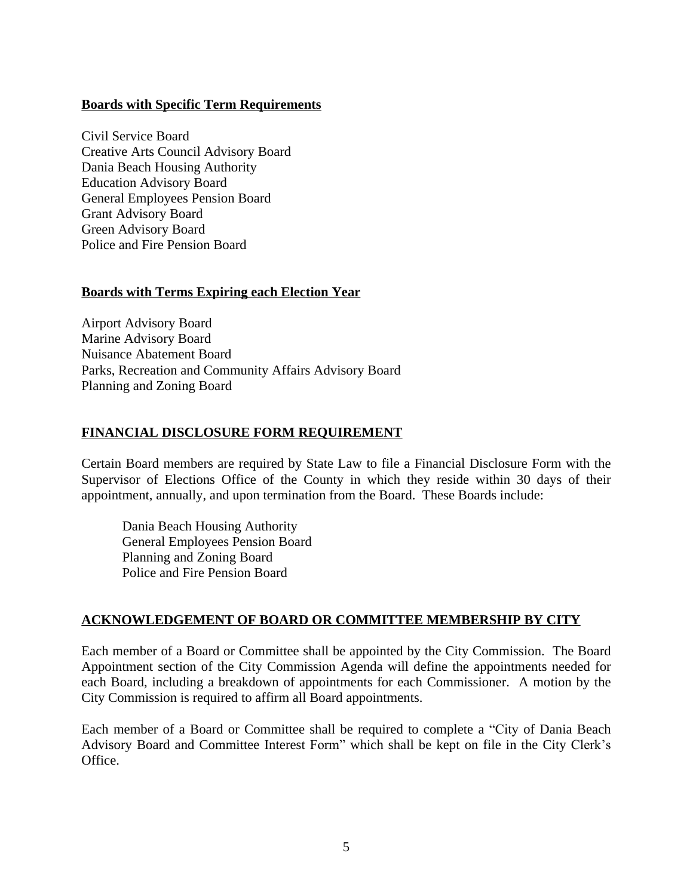**Boards with Specific Term Requirements**

Civil Service Board
Creative Arts Council Advisory Board
Dania Beach Housing Authority
Education Advisory Board
General Employees Pension Board
Grant Advisory Board
Green Advisory Board
Police and Fire Pension Board

**Boards with Terms Expiring each Election Year**

Airport Advisory Board
Marine Advisory Board
Nuisance Abatement Board
Parks, Recreation and Community Affairs Advisory Board
Planning and Zoning Board

## FINANCIAL DISCLOSURE FORM REQUIREMENT

Certain Board members are required by State Law to file a Financial Disclosure Form with the Supervisor of Elections Office of the County in which they reside within 30 days of their appointment, annually, and upon termination from the Board. These Boards include:

- Dania Beach Housing Authority
- General Employees Pension Board
- Planning and Zoning Board
- Police and Fire Pension Board

## ACKNOWLEDGEMENT OF BOARD OR COMMITTEE MEMBERSHIP BY CITY

Each member of a Board or Committee shall be appointed by the City Commission. The Board Appointment section of the City Commission Agenda will define the appointments needed for each Board, including a breakdown of appointments for each Commissioner. A motion by the City Commission is required to affirm all Board appointments.

Each member of a Board or Committee shall be required to complete a "City of Dania Beach Advisory Board and Committee Interest Form" which shall be kept on file in the City Clerk's Office.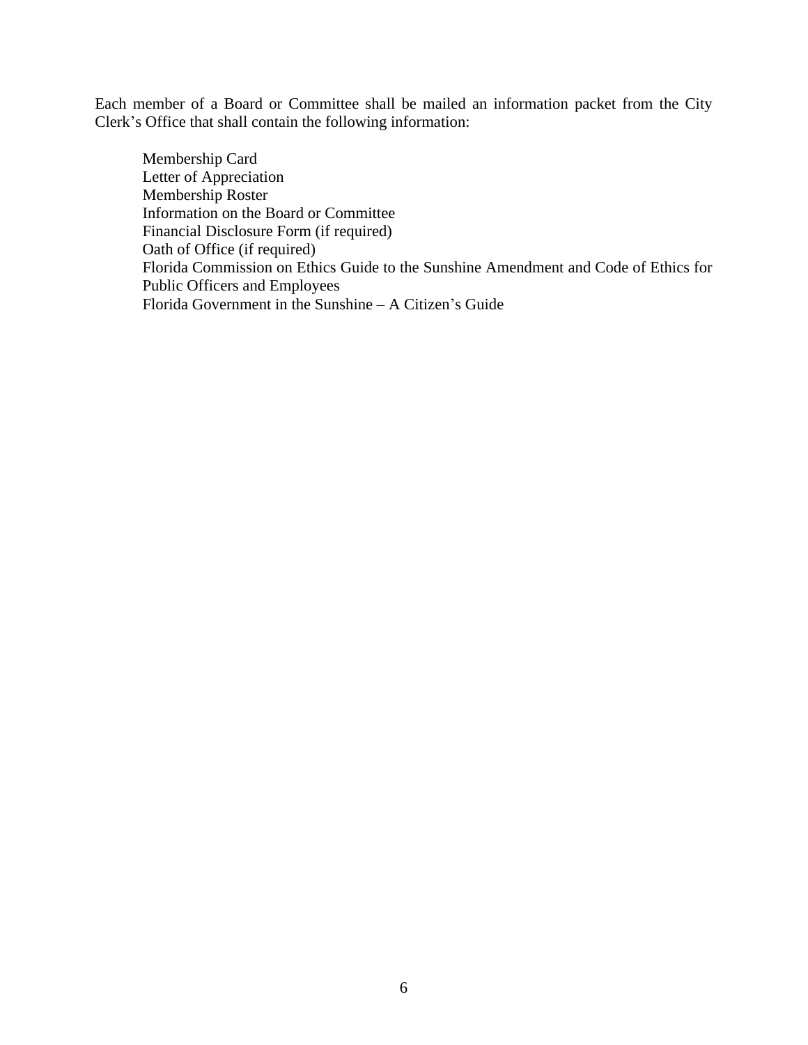Each member of a Board or Committee shall be mailed an information packet from the City Clerk's Office that shall contain the following information:

Membership Card
Letter of Appreciation
Membership Roster
Information on the Board or Committee
Financial Disclosure Form (if required)
Oath of Office (if required)
Florida Commission on Ethics Guide to the Sunshine Amendment and Code of Ethics for Public Officers and Employees
Florida Government in the Sunshine – A Citizen's Guide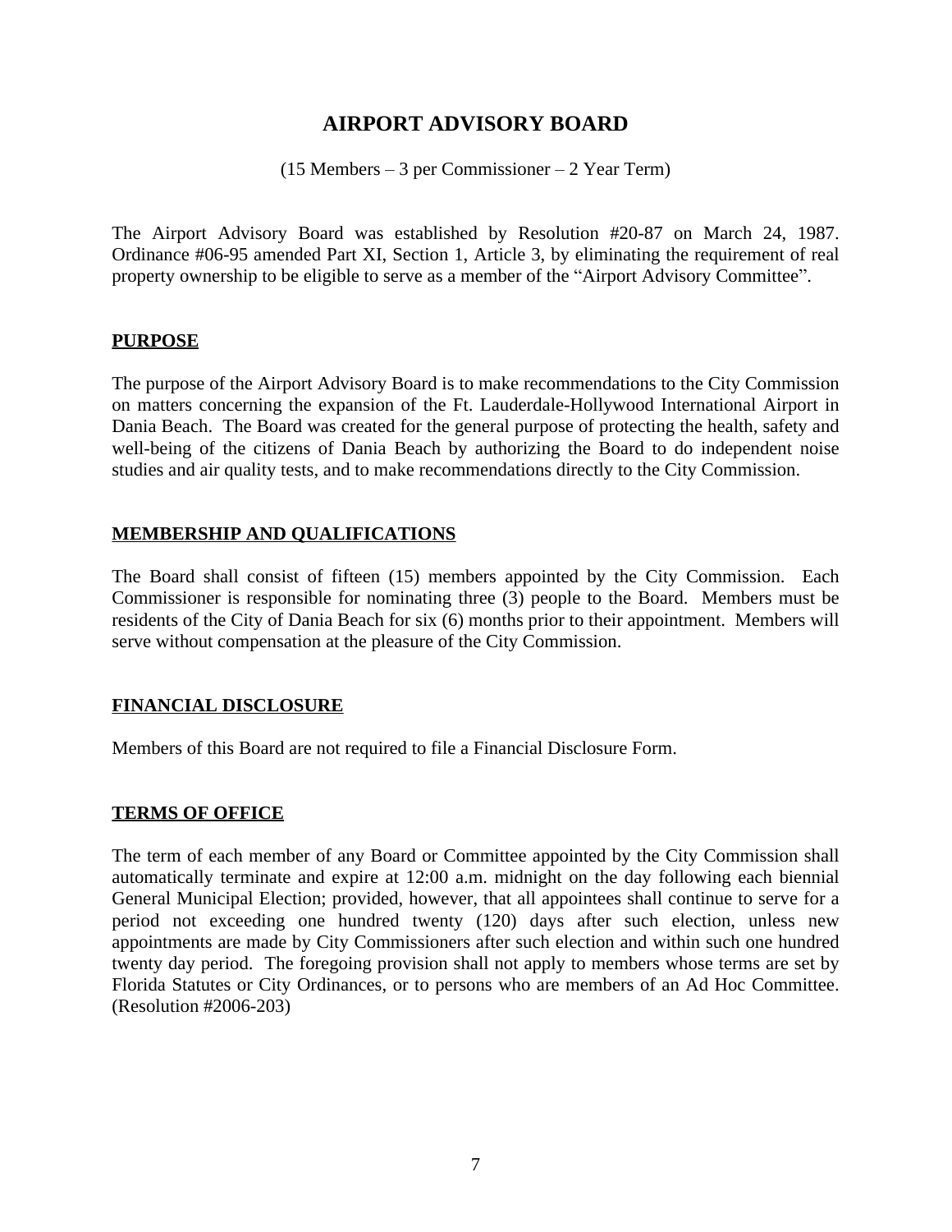# AIRPORT ADVISORY BOARD

(15 Members – 3 per Commissioner – 2 Year Term)

The Airport Advisory Board was established by Resolution #20-87 on March 24, 1987. Ordinance #06-95 amended Part XI, Section 1, Article 3, by eliminating the requirement of real property ownership to be eligible to serve as a member of the "Airport Advisory Committee".

## PURPOSE

The purpose of the Airport Advisory Board is to make recommendations to the City Commission on matters concerning the expansion of the Ft. Lauderdale-Hollywood International Airport in Dania Beach. The Board was created for the general purpose of protecting the health, safety and well-being of the citizens of Dania Beach by authorizing the Board to do independent noise studies and air quality tests, and to make recommendations directly to the City Commission.

## MEMBERSHIP AND QUALIFICATIONS

The Board shall consist of fifteen (15) members appointed by the City Commission. Each Commissioner is responsible for nominating three (3) people to the Board. Members must be residents of the City of Dania Beach for six (6) months prior to their appointment. Members will serve without compensation at the pleasure of the City Commission.

## FINANCIAL DISCLOSURE

Members of this Board are not required to file a Financial Disclosure Form.

## TERMS OF OFFICE

The term of each member of any Board or Committee appointed by the City Commission shall automatically terminate and expire at 12:00 a.m. midnight on the day following each biennial General Municipal Election; provided, however, that all appointees shall continue to serve for a period not exceeding one hundred twenty (120) days after such election, unless new appointments are made by City Commissioners after such election and within such one hundred twenty day period. The foregoing provision shall not apply to members whose terms are set by Florida Statutes or City Ordinances, or to persons who are members of an Ad Hoc Committee. (Resolution #2006-203)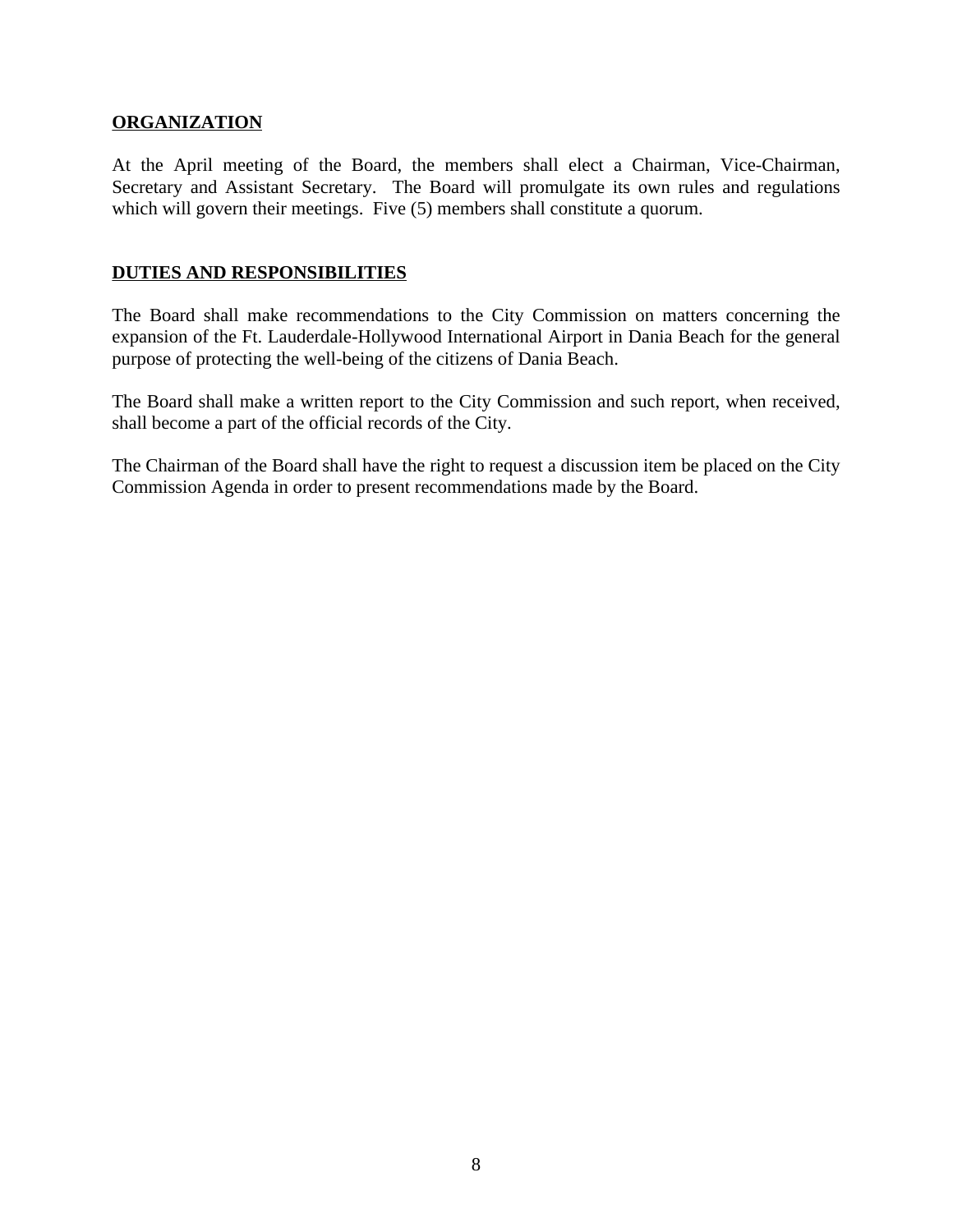**ORGANIZATION**

At the April meeting of the Board, the members shall elect a Chairman, Vice-Chairman, Secretary and Assistant Secretary. The Board will promulgate its own rules and regulations which will govern their meetings. Five (5) members shall constitute a quorum.

**DUTIES AND RESPONSIBILITIES**

The Board shall make recommendations to the City Commission on matters concerning the expansion of the Ft. Lauderdale-Hollywood International Airport in Dania Beach for the general purpose of protecting the well-being of the citizens of Dania Beach.

The Board shall make a written report to the City Commission and such report, when received, shall become a part of the official records of the City.

The Chairman of the Board shall have the right to request a discussion item be placed on the City Commission Agenda in order to present recommendations made by the Board.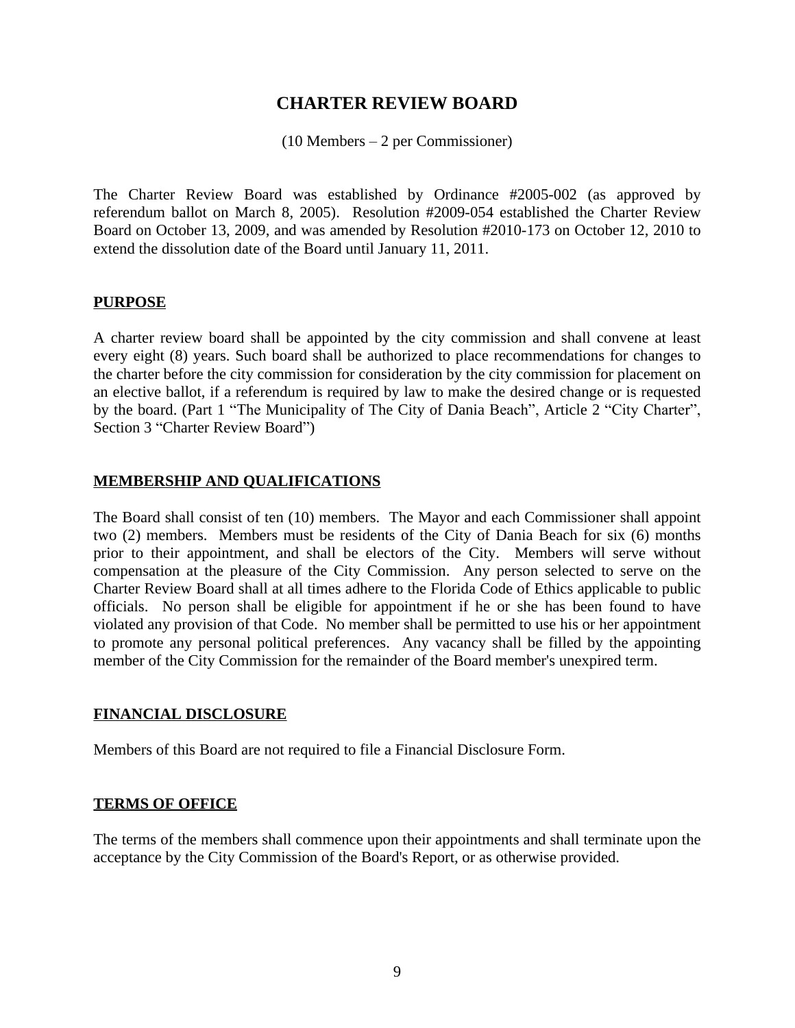# CHARTER REVIEW BOARD

(10 Members – 2 per Commissioner)

The Charter Review Board was established by Ordinance #2005-002 (as approved by referendum ballot on March 8, 2005). Resolution #2009-054 established the Charter Review Board on October 13, 2009, and was amended by Resolution #2010-173 on October 12, 2010 to extend the dissolution date of the Board until January 11, 2011.

## PURPOSE

A charter review board shall be appointed by the city commission and shall convene at least every eight (8) years. Such board shall be authorized to place recommendations for changes to the charter before the city commission for consideration by the city commission for placement on an elective ballot, if a referendum is required by law to make the desired change or is requested by the board. (Part 1 "The Municipality of The City of Dania Beach", Article 2 "City Charter", Section 3 "Charter Review Board")

## MEMBERSHIP AND QUALIFICATIONS

The Board shall consist of ten (10) members. The Mayor and each Commissioner shall appoint two (2) members. Members must be residents of the City of Dania Beach for six (6) months prior to their appointment, and shall be electors of the City. Members will serve without compensation at the pleasure of the City Commission. Any person selected to serve on the Charter Review Board shall at all times adhere to the Florida Code of Ethics applicable to public officials. No person shall be eligible for appointment if he or she has been found to have violated any provision of that Code. No member shall be permitted to use his or her appointment to promote any personal political preferences. Any vacancy shall be filled by the appointing member of the City Commission for the remainder of the Board member's unexpired term.

## FINANCIAL DISCLOSURE

Members of this Board are not required to file a Financial Disclosure Form.

## TERMS OF OFFICE

The terms of the members shall commence upon their appointments and shall terminate upon the acceptance by the City Commission of the Board's Report, or as otherwise provided.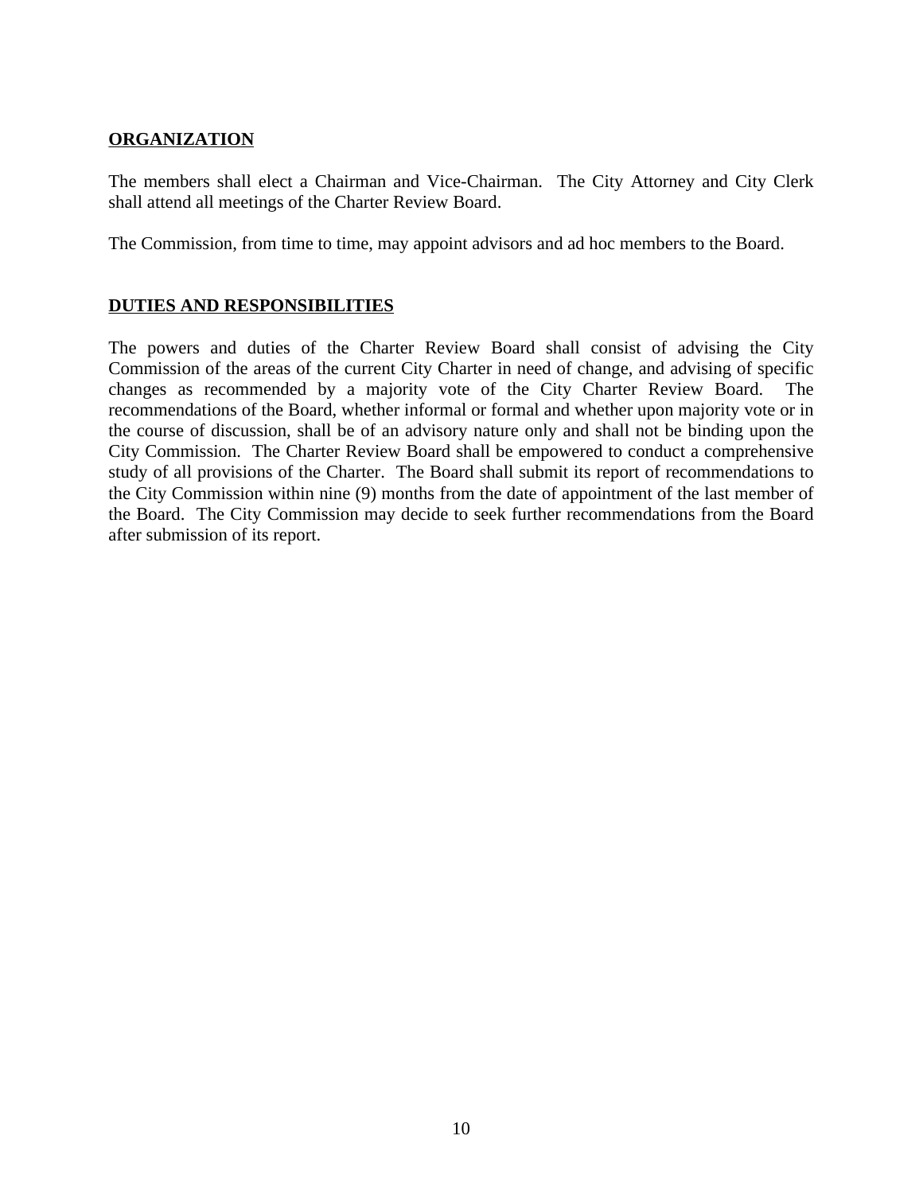**ORGANIZATION**

The members shall elect a Chairman and Vice-Chairman. The City Attorney and City Clerk shall attend all meetings of the Charter Review Board.

The Commission, from time to time, may appoint advisors and ad hoc members to the Board.

**DUTIES AND RESPONSIBILITIES**

The powers and duties of the Charter Review Board shall consist of advising the City Commission of the areas of the current City Charter in need of change, and advising of specific changes as recommended by a majority vote of the City Charter Review Board. The recommendations of the Board, whether informal or formal and whether upon majority vote or in the course of discussion, shall be of an advisory nature only and shall not be binding upon the City Commission. The Charter Review Board shall be empowered to conduct a comprehensive study of all provisions of the Charter. The Board shall submit its report of recommendations to the City Commission within nine (9) months from the date of appointment of the last member of the Board. The City Commission may decide to seek further recommendations from the Board after submission of its report.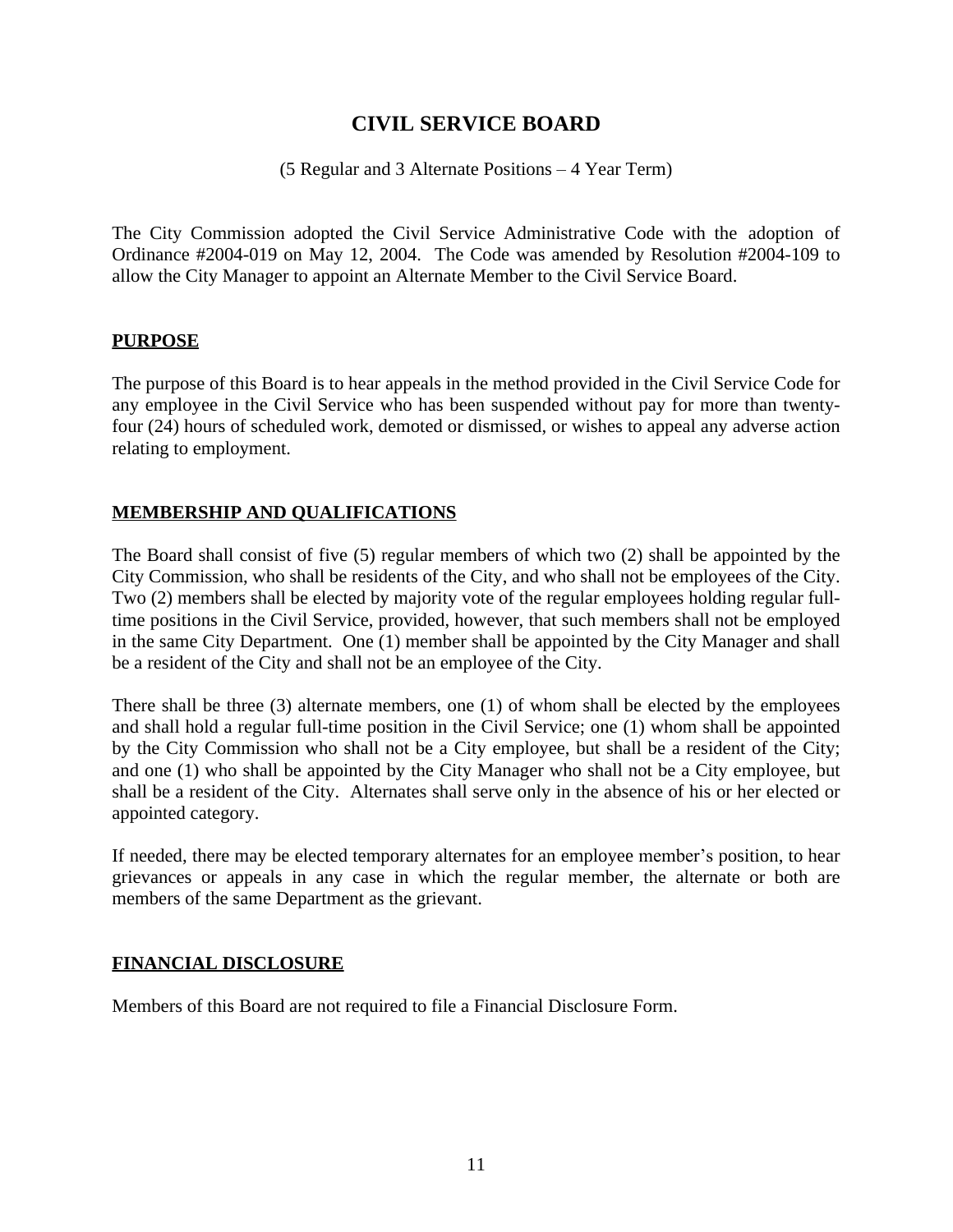# CIVIL SERVICE BOARD

(5 Regular and 3 Alternate Positions – 4 Year Term)

The City Commission adopted the Civil Service Administrative Code with the adoption of Ordinance #2004-019 on May 12, 2004. The Code was amended by Resolution #2004-109 to allow the City Manager to appoint an Alternate Member to the Civil Service Board.

## PURPOSE

The purpose of this Board is to hear appeals in the method provided in the Civil Service Code for any employee in the Civil Service who has been suspended without pay for more than twenty-four (24) hours of scheduled work, demoted or dismissed, or wishes to appeal any adverse action relating to employment.

## MEMBERSHIP AND QUALIFICATIONS

The Board shall consist of five (5) regular members of which two (2) shall be appointed by the City Commission, who shall be residents of the City, and who shall not be employees of the City. Two (2) members shall be elected by majority vote of the regular employees holding regular full-time positions in the Civil Service, provided, however, that such members shall not be employed in the same City Department. One (1) member shall be appointed by the City Manager and shall be a resident of the City and shall not be an employee of the City.

There shall be three (3) alternate members, one (1) of whom shall be elected by the employees and shall hold a regular full-time position in the Civil Service; one (1) whom shall be appointed by the City Commission who shall not be a City employee, but shall be a resident of the City; and one (1) who shall be appointed by the City Manager who shall not be a City employee, but shall be a resident of the City. Alternates shall serve only in the absence of his or her elected or appointed category.

If needed, there may be elected temporary alternates for an employee member's position, to hear grievances or appeals in any case in which the regular member, the alternate or both are members of the same Department as the grievant.

## FINANCIAL DISCLOSURE

Members of this Board are not required to file a Financial Disclosure Form.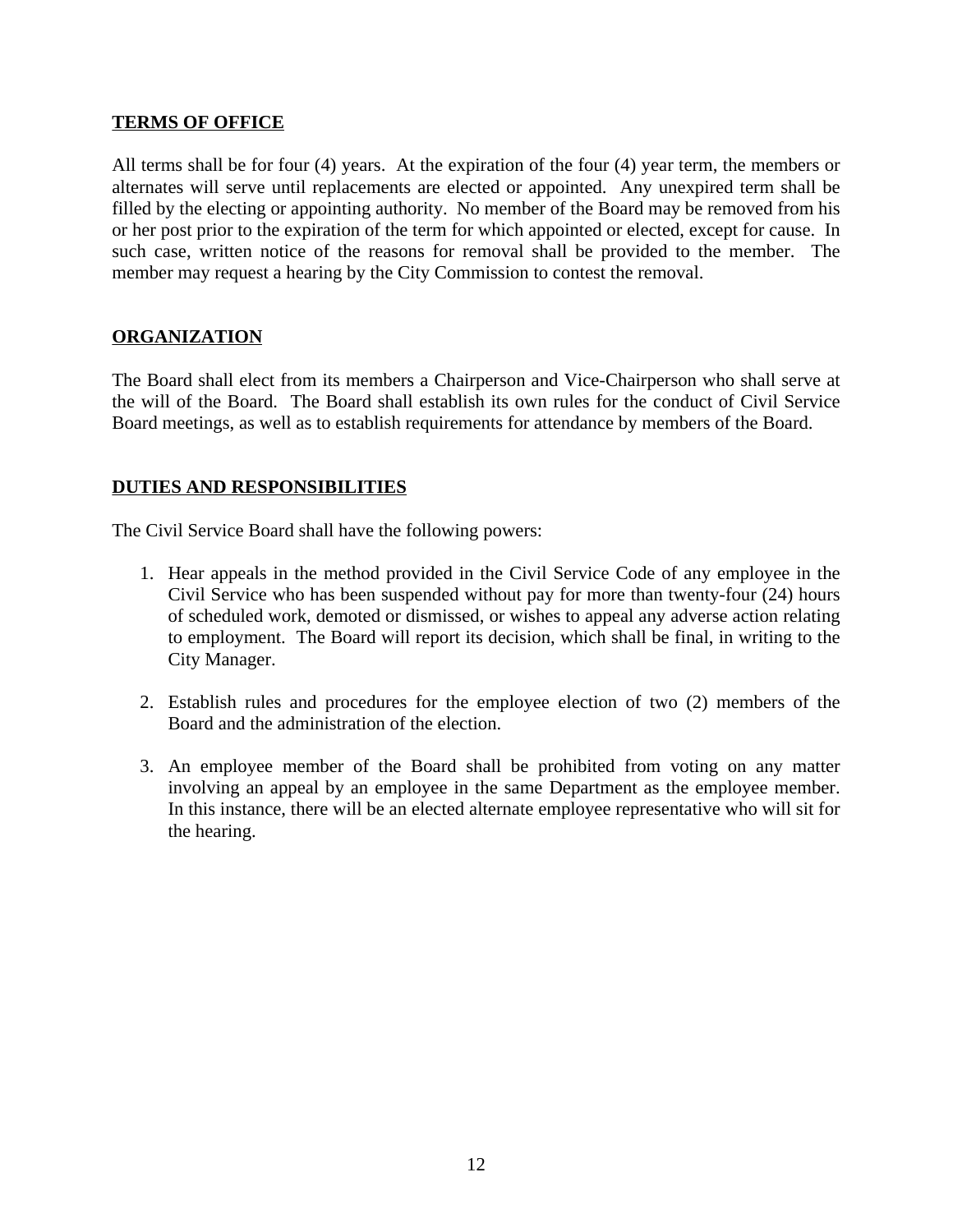## TERMS OF OFFICE

All terms shall be for four (4) years. At the expiration of the four (4) year term, the members or alternates will serve until replacements are elected or appointed. Any unexpired term shall be filled by the electing or appointing authority. No member of the Board may be removed from his or her post prior to the expiration of the term for which appointed or elected, except for cause. In such case, written notice of the reasons for removal shall be provided to the member. The member may request a hearing by the City Commission to contest the removal.

## ORGANIZATION

The Board shall elect from its members a Chairperson and Vice-Chairperson who shall serve at the will of the Board. The Board shall establish its own rules for the conduct of Civil Service Board meetings, as well as to establish requirements for attendance by members of the Board.

## DUTIES AND RESPONSIBILITIES

The Civil Service Board shall have the following powers:

1. Hear appeals in the method provided in the Civil Service Code of any employee in the Civil Service who has been suspended without pay for more than twenty-four (24) hours of scheduled work, demoted or dismissed, or wishes to appeal any adverse action relating to employment. The Board will report its decision, which shall be final, in writing to the City Manager.

2. Establish rules and procedures for the employee election of two (2) members of the Board and the administration of the election.

3. An employee member of the Board shall be prohibited from voting on any matter involving an appeal by an employee in the same Department as the employee member. In this instance, there will be an elected alternate employee representative who will sit for the hearing.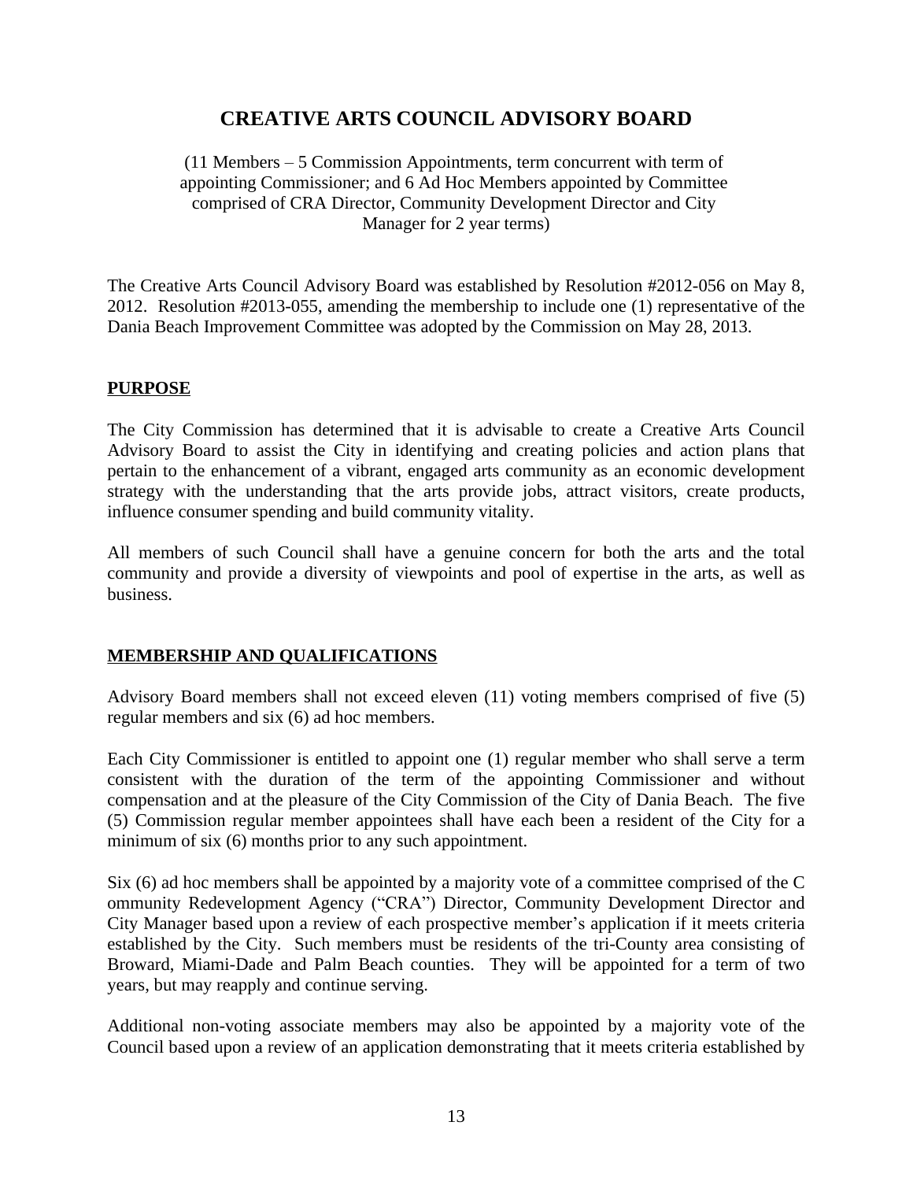# CREATIVE ARTS COUNCIL ADVISORY BOARD

(11 Members – 5 Commission Appointments, term concurrent with term of appointing Commissioner; and 6 Ad Hoc Members appointed by Committee comprised of CRA Director, Community Development Director and City Manager for 2 year terms)

The Creative Arts Council Advisory Board was established by Resolution #2012-056 on May 8, 2012. Resolution #2013-055, amending the membership to include one (1) representative of the Dania Beach Improvement Committee was adopted by the Commission on May 28, 2013.

## PURPOSE

The City Commission has determined that it is advisable to create a Creative Arts Council Advisory Board to assist the City in identifying and creating policies and action plans that pertain to the enhancement of a vibrant, engaged arts community as an economic development strategy with the understanding that the arts provide jobs, attract visitors, create products, influence consumer spending and build community vitality.

All members of such Council shall have a genuine concern for both the arts and the total community and provide a diversity of viewpoints and pool of expertise in the arts, as well as business.

## MEMBERSHIP AND QUALIFICATIONS

Advisory Board members shall not exceed eleven (11) voting members comprised of five (5) regular members and six (6) ad hoc members.

Each City Commissioner is entitled to appoint one (1) regular member who shall serve a term consistent with the duration of the term of the appointing Commissioner and without compensation and at the pleasure of the City Commission of the City of Dania Beach. The five (5) Commission regular member appointees shall have each been a resident of the City for a minimum of six (6) months prior to any such appointment.

Six (6) ad hoc members shall be appointed by a majority vote of a committee comprised of the C ommunity Redevelopment Agency ("CRA") Director, Community Development Director and City Manager based upon a review of each prospective member's application if it meets criteria established by the City. Such members must be residents of the tri-County area consisting of Broward, Miami-Dade and Palm Beach counties. They will be appointed for a term of two years, but may reapply and continue serving.

Additional non-voting associate members may also be appointed by a majority vote of the Council based upon a review of an application demonstrating that it meets criteria established by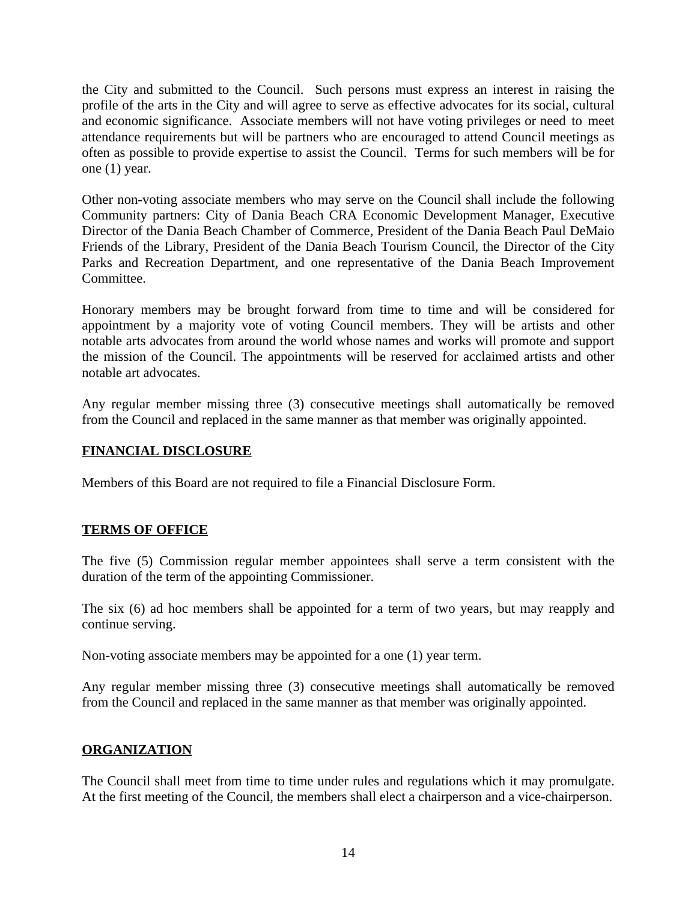the City and submitted to the Council. Such persons must express an interest in raising the profile of the arts in the City and will agree to serve as effective advocates for its social, cultural and economic significance. Associate members will not have voting privileges or need to meet attendance requirements but will be partners who are encouraged to attend Council meetings as often as possible to provide expertise to assist the Council. Terms for such members will be for one (1) year.

Other non-voting associate members who may serve on the Council shall include the following Community partners: City of Dania Beach CRA Economic Development Manager, Executive Director of the Dania Beach Chamber of Commerce, President of the Dania Beach Paul DeMaio Friends of the Library, President of the Dania Beach Tourism Council, the Director of the City Parks and Recreation Department, and one representative of the Dania Beach Improvement Committee.

Honorary members may be brought forward from time to time and will be considered for appointment by a majority vote of voting Council members. They will be artists and other notable arts advocates from around the world whose names and works will promote and support the mission of the Council. The appointments will be reserved for acclaimed artists and other notable art advocates.

Any regular member missing three (3) consecutive meetings shall automatically be removed from the Council and replaced in the same manner as that member was originally appointed.

## FINANCIAL DISCLOSURE

Members of this Board are not required to file a Financial Disclosure Form.

## TERMS OF OFFICE

The five (5) Commission regular member appointees shall serve a term consistent with the duration of the term of the appointing Commissioner.

The six (6) ad hoc members shall be appointed for a term of two years, but may reapply and continue serving.

Non-voting associate members may be appointed for a one (1) year term.

Any regular member missing three (3) consecutive meetings shall automatically be removed from the Council and replaced in the same manner as that member was originally appointed.

## ORGANIZATION

The Council shall meet from time to time under rules and regulations which it may promulgate. At the first meeting of the Council, the members shall elect a chairperson and a vice-chairperson.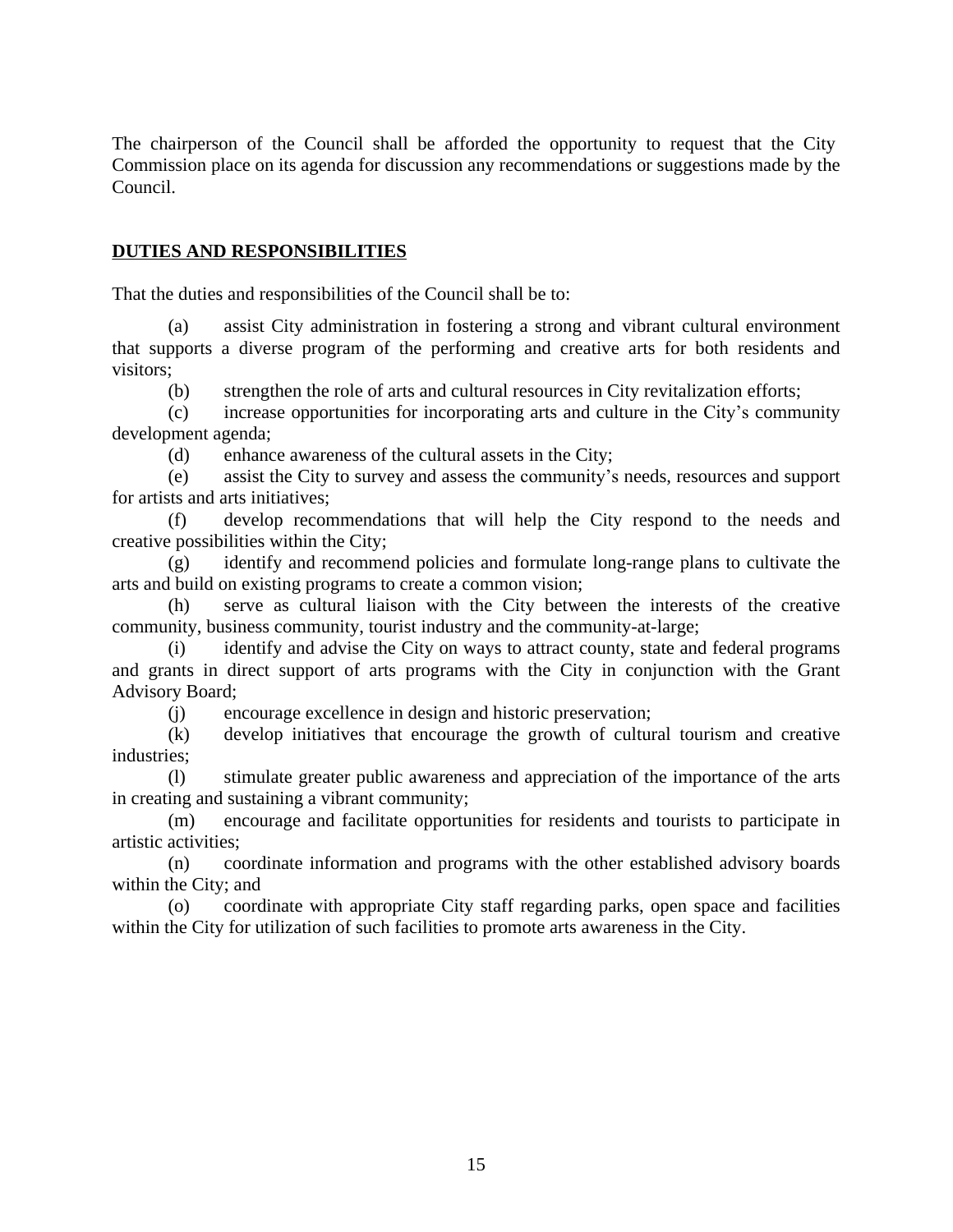The chairperson of the Council shall be afforded the opportunity to request that the City Commission place on its agenda for discussion any recommendations or suggestions made by the Council.

## **DUTIES AND RESPONSIBILITIES**

That the duties and responsibilities of the Council shall be to:

(a) assist City administration in fostering a strong and vibrant cultural environment that supports a diverse program of the performing and creative arts for both residents and visitors;

(b) strengthen the role of arts and cultural resources in City revitalization efforts;

(c) increase opportunities for incorporating arts and culture in the City's community development agenda;

(d) enhance awareness of the cultural assets in the City;

(e) assist the City to survey and assess the community's needs, resources and support for artists and arts initiatives;

(f) develop recommendations that will help the City respond to the needs and creative possibilities within the City;

(g) identify and recommend policies and formulate long-range plans to cultivate the arts and build on existing programs to create a common vision;

(h) serve as cultural liaison with the City between the interests of the creative community, business community, tourist industry and the community-at-large;

(i) identify and advise the City on ways to attract county, state and federal programs and grants in direct support of arts programs with the City in conjunction with the Grant Advisory Board;

(j) encourage excellence in design and historic preservation;

(k) develop initiatives that encourage the growth of cultural tourism and creative industries;

(l) stimulate greater public awareness and appreciation of the importance of the arts in creating and sustaining a vibrant community;

(m) encourage and facilitate opportunities for residents and tourists to participate in artistic activities;

(n) coordinate information and programs with the other established advisory boards within the City; and

(o) coordinate with appropriate City staff regarding parks, open space and facilities within the City for utilization of such facilities to promote arts awareness in the City.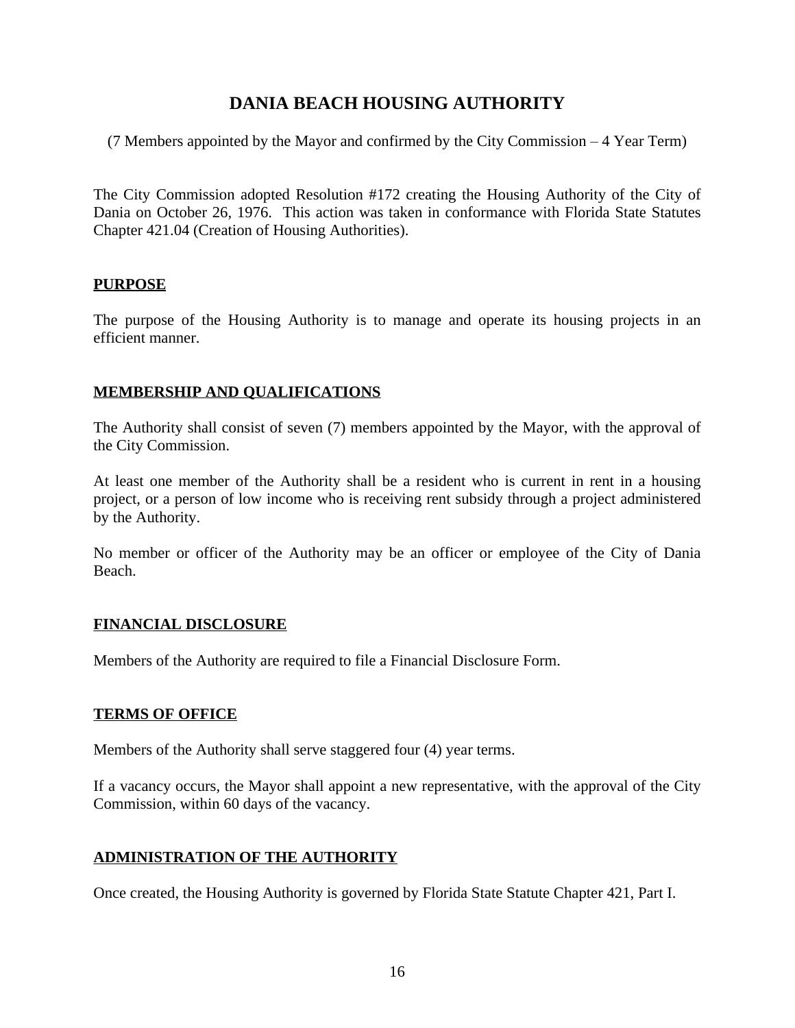# DANIA BEACH HOUSING AUTHORITY

(7 Members appointed by the Mayor and confirmed by the City Commission – 4 Year Term)

The City Commission adopted Resolution #172 creating the Housing Authority of the City of Dania on October 26, 1976. This action was taken in conformance with Florida State Statutes Chapter 421.04 (Creation of Housing Authorities).

## PURPOSE

The purpose of the Housing Authority is to manage and operate its housing projects in an efficient manner.

## MEMBERSHIP AND QUALIFICATIONS

The Authority shall consist of seven (7) members appointed by the Mayor, with the approval of the City Commission.

At least one member of the Authority shall be a resident who is current in rent in a housing project, or a person of low income who is receiving rent subsidy through a project administered by the Authority.

No member or officer of the Authority may be an officer or employee of the City of Dania Beach.

## FINANCIAL DISCLOSURE

Members of the Authority are required to file a Financial Disclosure Form.

## TERMS OF OFFICE

Members of the Authority shall serve staggered four (4) year terms.

If a vacancy occurs, the Mayor shall appoint a new representative, with the approval of the City Commission, within 60 days of the vacancy.

## ADMINISTRATION OF THE AUTHORITY

Once created, the Housing Authority is governed by Florida State Statute Chapter 421, Part I.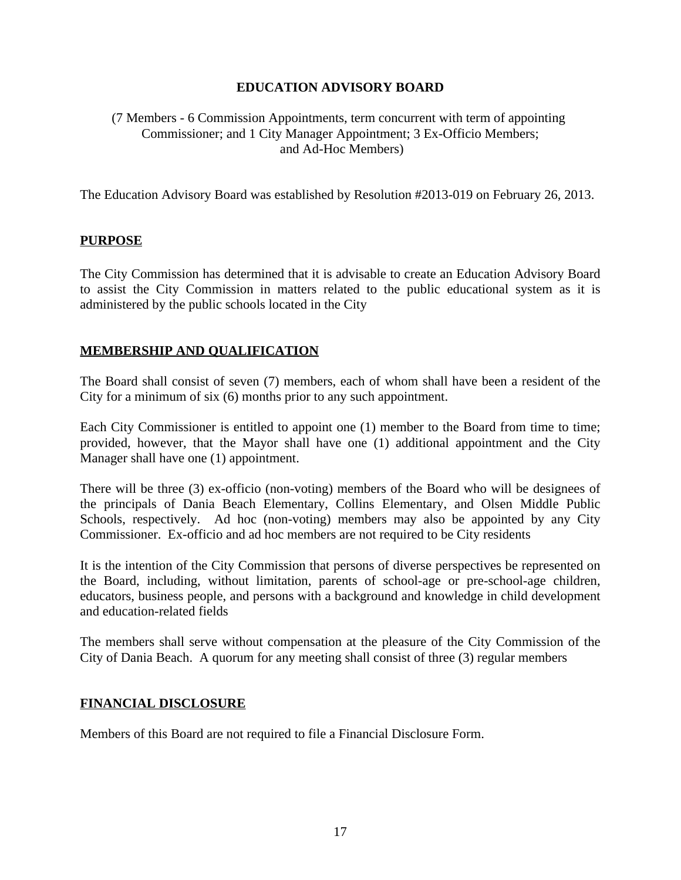# EDUCATION ADVISORY BOARD

(7 Members - 6 Commission Appointments, term concurrent with term of appointing Commissioner; and 1 City Manager Appointment; 3 Ex-Officio Members; and Ad-Hoc Members)

The Education Advisory Board was established by Resolution #2013-019 on February 26, 2013.

## PURPOSE

The City Commission has determined that it is advisable to create an Education Advisory Board to assist the City Commission in matters related to the public educational system as it is administered by the public schools located in the City

## MEMBERSHIP AND QUALIFICATION

The Board shall consist of seven (7) members, each of whom shall have been a resident of the City for a minimum of six (6) months prior to any such appointment.

Each City Commissioner is entitled to appoint one (1) member to the Board from time to time; provided, however, that the Mayor shall have one (1) additional appointment and the City Manager shall have one (1) appointment.

There will be three (3) ex-officio (non-voting) members of the Board who will be designees of the principals of Dania Beach Elementary, Collins Elementary, and Olsen Middle Public Schools, respectively. Ad hoc (non-voting) members may also be appointed by any City Commissioner. Ex-officio and ad hoc members are not required to be City residents

It is the intention of the City Commission that persons of diverse perspectives be represented on the Board, including, without limitation, parents of school-age or pre-school-age children, educators, business people, and persons with a background and knowledge in child development and education-related fields

The members shall serve without compensation at the pleasure of the City Commission of the City of Dania Beach. A quorum for any meeting shall consist of three (3) regular members

## FINANCIAL DISCLOSURE

Members of this Board are not required to file a Financial Disclosure Form.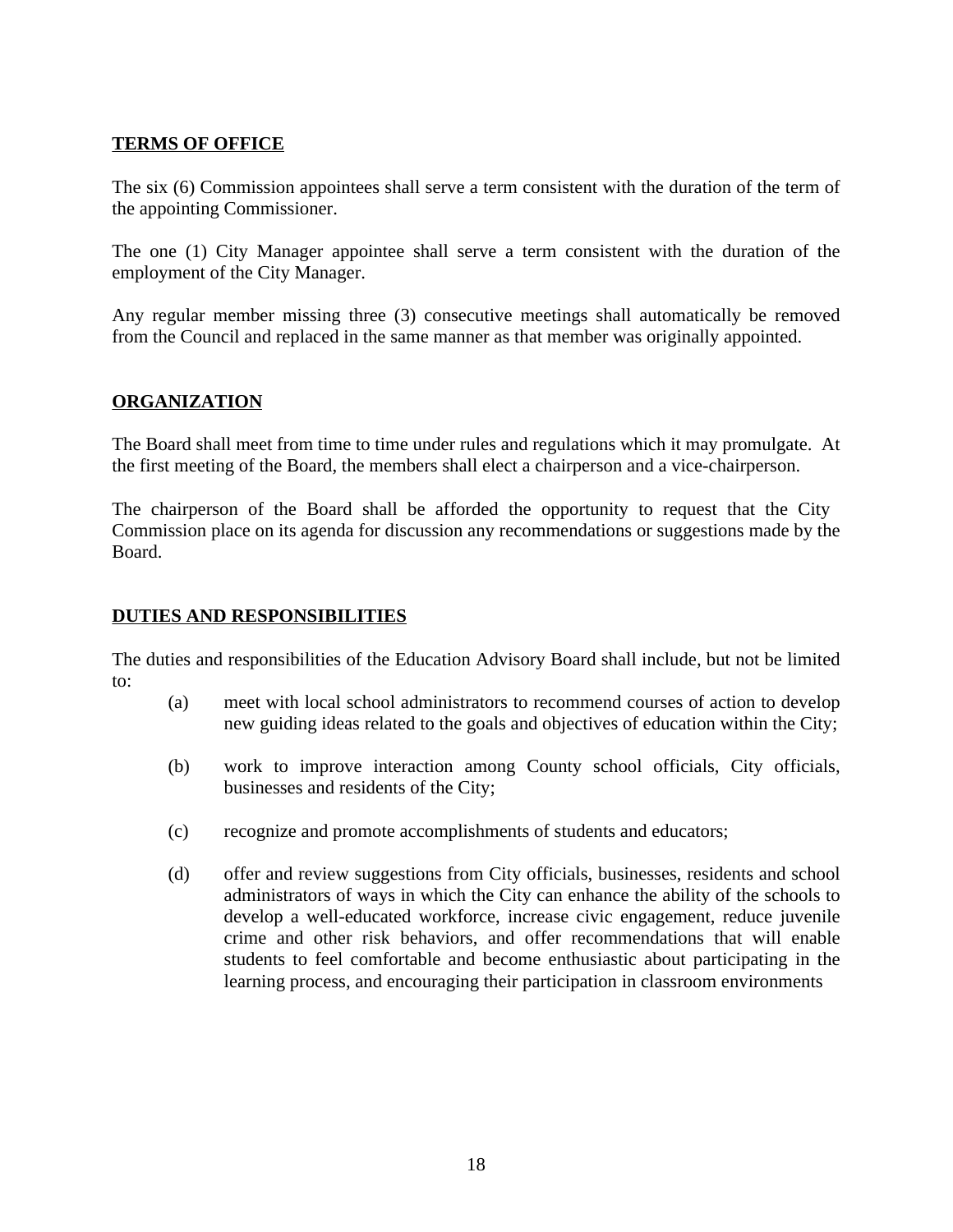**TERMS OF OFFICE**

The six (6) Commission appointees shall serve a term consistent with the duration of the term of the appointing Commissioner.

The one (1) City Manager appointee shall serve a term consistent with the duration of the employment of the City Manager.

Any regular member missing three (3) consecutive meetings shall automatically be removed from the Council and replaced in the same manner as that member was originally appointed.

**ORGANIZATION**

The Board shall meet from time to time under rules and regulations which it may promulgate. At the first meeting of the Board, the members shall elect a chairperson and a vice-chairperson.

The chairperson of the Board shall be afforded the opportunity to request that the City Commission place on its agenda for discussion any recommendations or suggestions made by the Board.

**DUTIES AND RESPONSIBILITIES**

The duties and responsibilities of the Education Advisory Board shall include, but not be limited to:

(a) meet with local school administrators to recommend courses of action to develop new guiding ideas related to the goals and objectives of education within the City;

(b) work to improve interaction among County school officials, City officials, businesses and residents of the City;

(c) recognize and promote accomplishments of students and educators;

(d) offer and review suggestions from City officials, businesses, residents and school administrators of ways in which the City can enhance the ability of the schools to develop a well-educated workforce, increase civic engagement, reduce juvenile crime and other risk behaviors, and offer recommendations that will enable students to feel comfortable and become enthusiastic about participating in the learning process, and encouraging their participation in classroom environments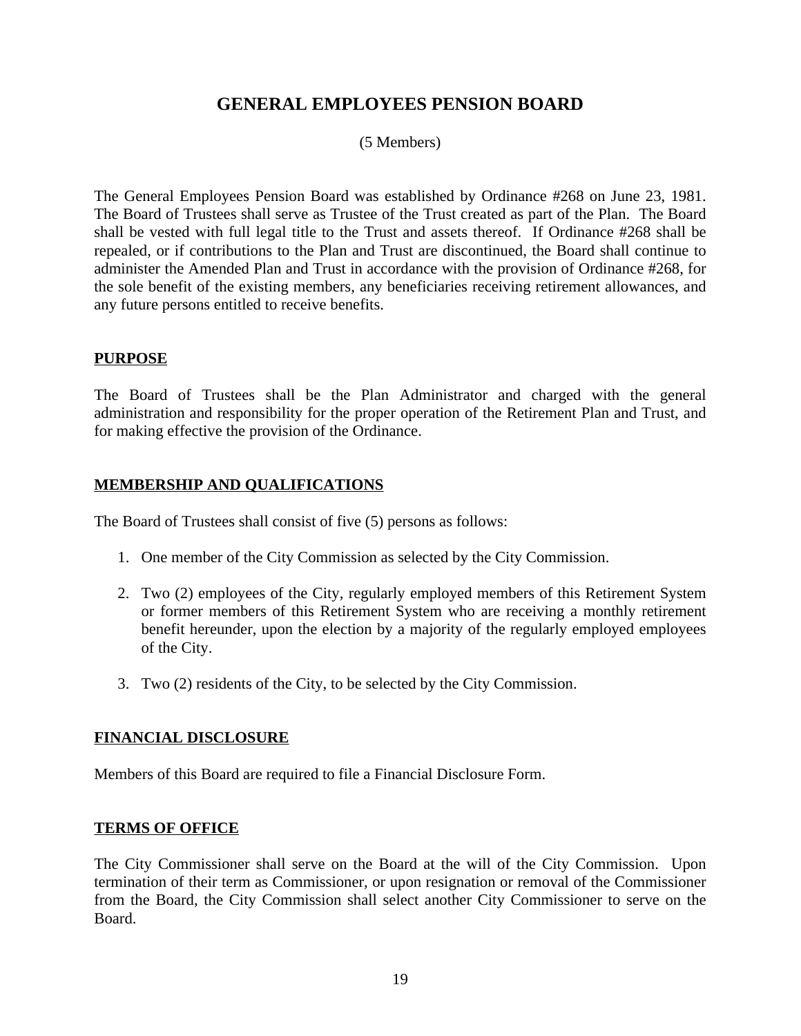# GENERAL EMPLOYEES PENSION BOARD

(5 Members)

The General Employees Pension Board was established by Ordinance #268 on June 23, 1981. The Board of Trustees shall serve as Trustee of the Trust created as part of the Plan. The Board shall be vested with full legal title to the Trust and assets thereof. If Ordinance #268 shall be repealed, or if contributions to the Plan and Trust are discontinued, the Board shall continue to administer the Amended Plan and Trust in accordance with the provision of Ordinance #268, for the sole benefit of the existing members, any beneficiaries receiving retirement allowances, and any future persons entitled to receive benefits.

## PURPOSE

The Board of Trustees shall be the Plan Administrator and charged with the general administration and responsibility for the proper operation of the Retirement Plan and Trust, and for making effective the provision of the Ordinance.

## MEMBERSHIP AND QUALIFICATIONS

The Board of Trustees shall consist of five (5) persons as follows:

1. One member of the City Commission as selected by the City Commission.
2. Two (2) employees of the City, regularly employed members of this Retirement System or former members of this Retirement System who are receiving a monthly retirement benefit hereunder, upon the election by a majority of the regularly employed employees of the City.
3. Two (2) residents of the City, to be selected by the City Commission.

## FINANCIAL DISCLOSURE

Members of this Board are required to file a Financial Disclosure Form.

## TERMS OF OFFICE

The City Commissioner shall serve on the Board at the will of the City Commission. Upon termination of their term as Commissioner, or upon resignation or removal of the Commissioner from the Board, the City Commission shall select another City Commissioner to serve on the Board.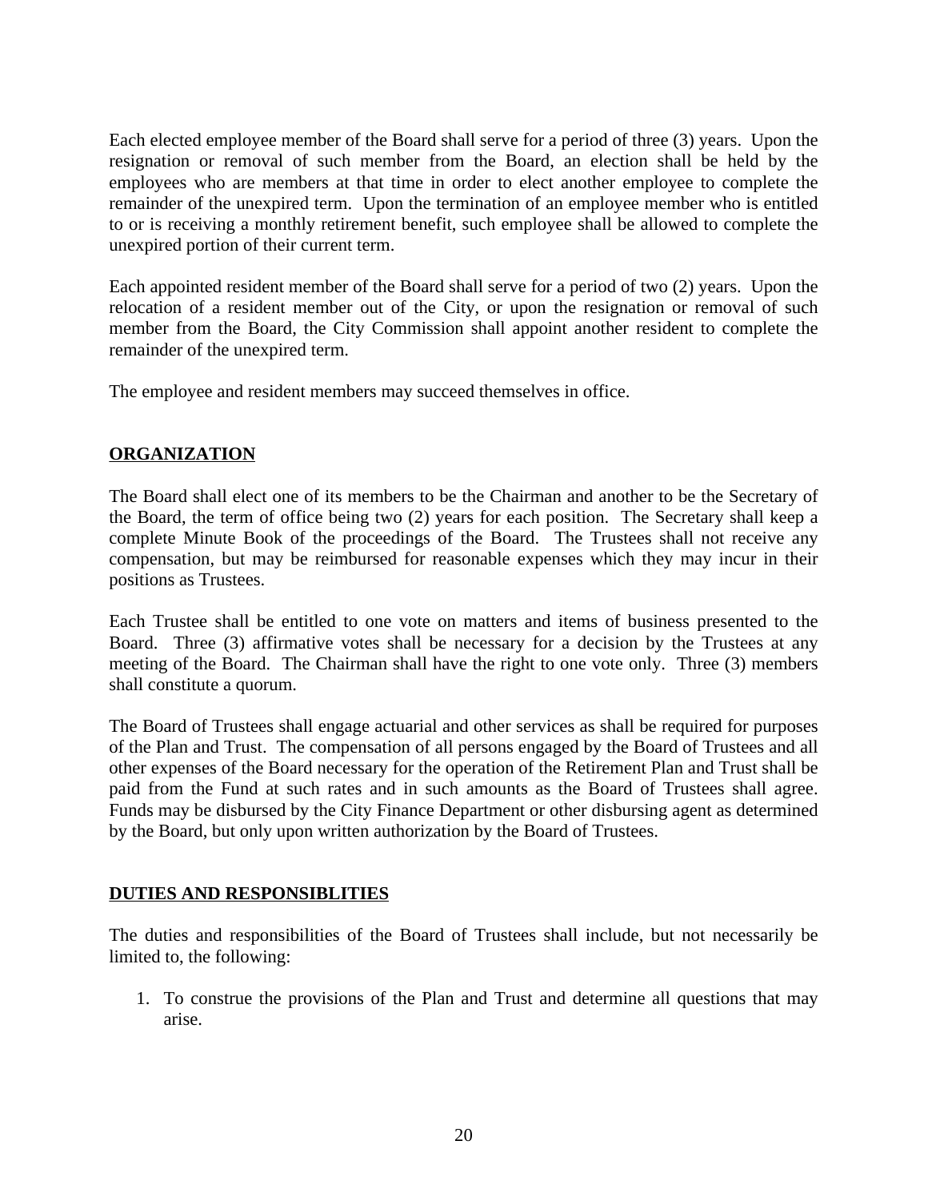Each elected employee member of the Board shall serve for a period of three (3) years. Upon the resignation or removal of such member from the Board, an election shall be held by the employees who are members at that time in order to elect another employee to complete the remainder of the unexpired term. Upon the termination of an employee member who is entitled to or is receiving a monthly retirement benefit, such employee shall be allowed to complete the unexpired portion of their current term.

Each appointed resident member of the Board shall serve for a period of two (2) years. Upon the relocation of a resident member out of the City, or upon the resignation or removal of such member from the Board, the City Commission shall appoint another resident to complete the remainder of the unexpired term.

The employee and resident members may succeed themselves in office.

## ORGANIZATION

The Board shall elect one of its members to be the Chairman and another to be the Secretary of the Board, the term of office being two (2) years for each position. The Secretary shall keep a complete Minute Book of the proceedings of the Board. The Trustees shall not receive any compensation, but may be reimbursed for reasonable expenses which they may incur in their positions as Trustees.

Each Trustee shall be entitled to one vote on matters and items of business presented to the Board. Three (3) affirmative votes shall be necessary for a decision by the Trustees at any meeting of the Board. The Chairman shall have the right to one vote only. Three (3) members shall constitute a quorum.

The Board of Trustees shall engage actuarial and other services as shall be required for purposes of the Plan and Trust. The compensation of all persons engaged by the Board of Trustees and all other expenses of the Board necessary for the operation of the Retirement Plan and Trust shall be paid from the Fund at such rates and in such amounts as the Board of Trustees shall agree. Funds may be disbursed by the City Finance Department or other disbursing agent as determined by the Board, but only upon written authorization by the Board of Trustees.

## DUTIES AND RESPONSIBLITIES

The duties and responsibilities of the Board of Trustees shall include, but not necessarily be limited to, the following:

1. To construe the provisions of the Plan and Trust and determine all questions that may arise.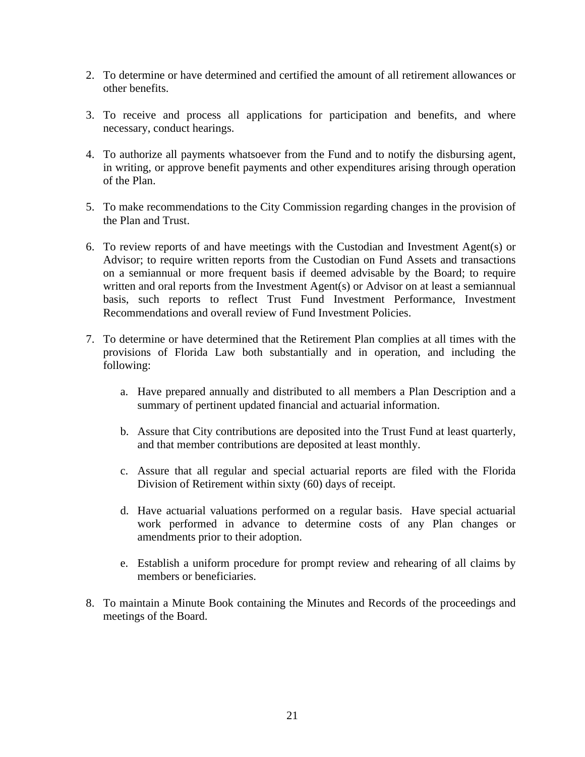2. To determine or have determined and certified the amount of all retirement allowances or other benefits.

3. To receive and process all applications for participation and benefits, and where necessary, conduct hearings.

4. To authorize all payments whatsoever from the Fund and to notify the disbursing agent, in writing, or approve benefit payments and other expenditures arising through operation of the Plan.

5. To make recommendations to the City Commission regarding changes in the provision of the Plan and Trust.

6. To review reports of and have meetings with the Custodian and Investment Agent(s) or Advisor; to require written reports from the Custodian on Fund Assets and transactions on a semiannual or more frequent basis if deemed advisable by the Board; to require written and oral reports from the Investment Agent(s) or Advisor on at least a semiannual basis, such reports to reflect Trust Fund Investment Performance, Investment Recommendations and overall review of Fund Investment Policies.

7. To determine or have determined that the Retirement Plan complies at all times with the provisions of Florida Law both substantially and in operation, and including the following:

   a. Have prepared annually and distributed to all members a Plan Description and a summary of pertinent updated financial and actuarial information.

   b. Assure that City contributions are deposited into the Trust Fund at least quarterly, and that member contributions are deposited at least monthly.

   c. Assure that all regular and special actuarial reports are filed with the Florida Division of Retirement within sixty (60) days of receipt.

   d. Have actuarial valuations performed on a regular basis. Have special actuarial work performed in advance to determine costs of any Plan changes or amendments prior to their adoption.

   e. Establish a uniform procedure for prompt review and rehearing of all claims by members or beneficiaries.

8. To maintain a Minute Book containing the Minutes and Records of the proceedings and meetings of the Board.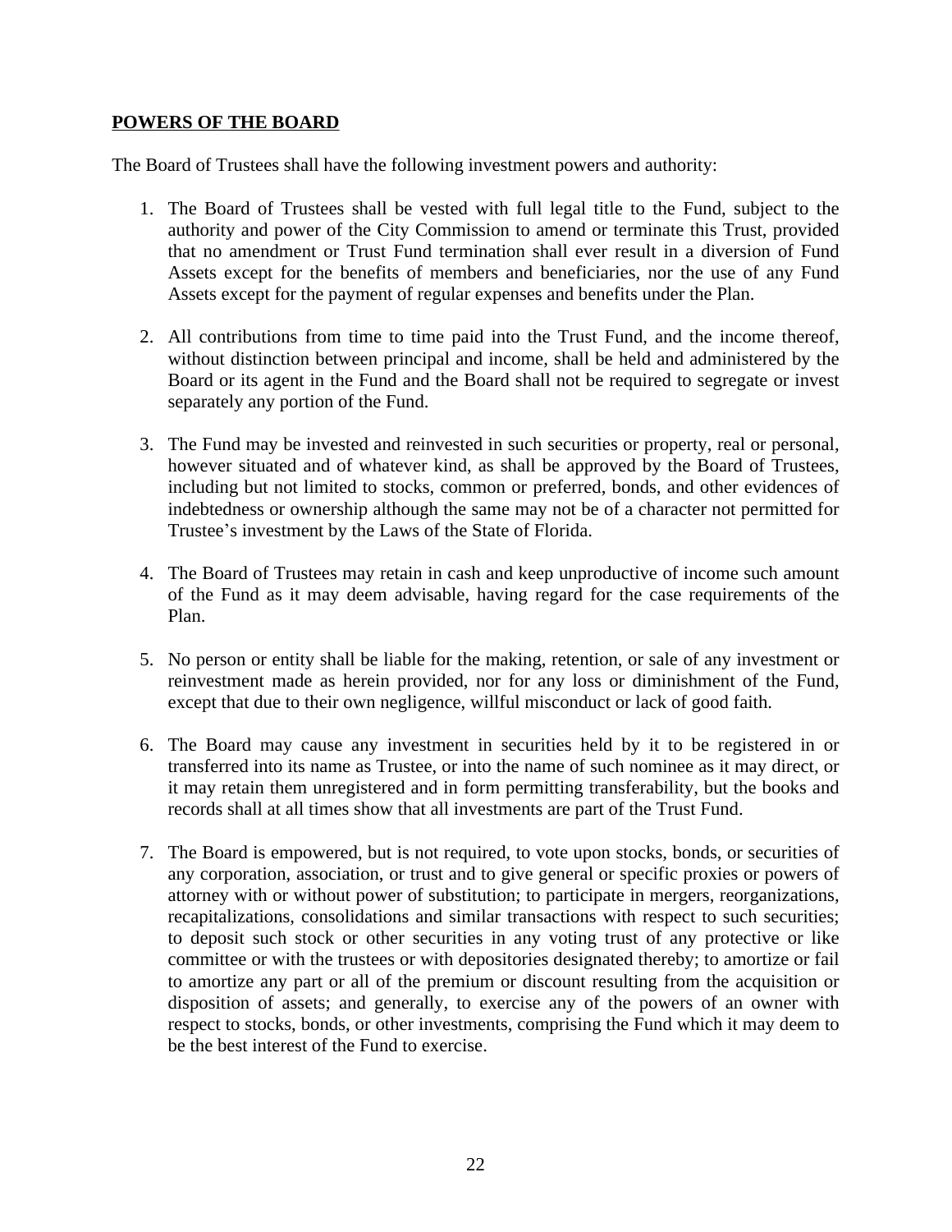**POWERS OF THE BOARD**

The Board of Trustees shall have the following investment powers and authority:

1. The Board of Trustees shall be vested with full legal title to the Fund, subject to the authority and power of the City Commission to amend or terminate this Trust, provided that no amendment or Trust Fund termination shall ever result in a diversion of Fund Assets except for the benefits of members and beneficiaries, nor the use of any Fund Assets except for the payment of regular expenses and benefits under the Plan.

2. All contributions from time to time paid into the Trust Fund, and the income thereof, without distinction between principal and income, shall be held and administered by the Board or its agent in the Fund and the Board shall not be required to segregate or invest separately any portion of the Fund.

3. The Fund may be invested and reinvested in such securities or property, real or personal, however situated and of whatever kind, as shall be approved by the Board of Trustees, including but not limited to stocks, common or preferred, bonds, and other evidences of indebtedness or ownership although the same may not be of a character not permitted for Trustee's investment by the Laws of the State of Florida.

4. The Board of Trustees may retain in cash and keep unproductive of income such amount of the Fund as it may deem advisable, having regard for the case requirements of the Plan.

5. No person or entity shall be liable for the making, retention, or sale of any investment or reinvestment made as herein provided, nor for any loss or diminishment of the Fund, except that due to their own negligence, willful misconduct or lack of good faith.

6. The Board may cause any investment in securities held by it to be registered in or transferred into its name as Trustee, or into the name of such nominee as it may direct, or it may retain them unregistered and in form permitting transferability, but the books and records shall at all times show that all investments are part of the Trust Fund.

7. The Board is empowered, but is not required, to vote upon stocks, bonds, or securities of any corporation, association, or trust and to give general or specific proxies or powers of attorney with or without power of substitution; to participate in mergers, reorganizations, recapitalizations, consolidations and similar transactions with respect to such securities; to deposit such stock or other securities in any voting trust of any protective or like committee or with the trustees or with depositories designated thereby; to amortize or fail to amortize any part or all of the premium or discount resulting from the acquisition or disposition of assets; and generally, to exercise any of the powers of an owner with respect to stocks, bonds, or other investments, comprising the Fund which it may deem to be the best interest of the Fund to exercise.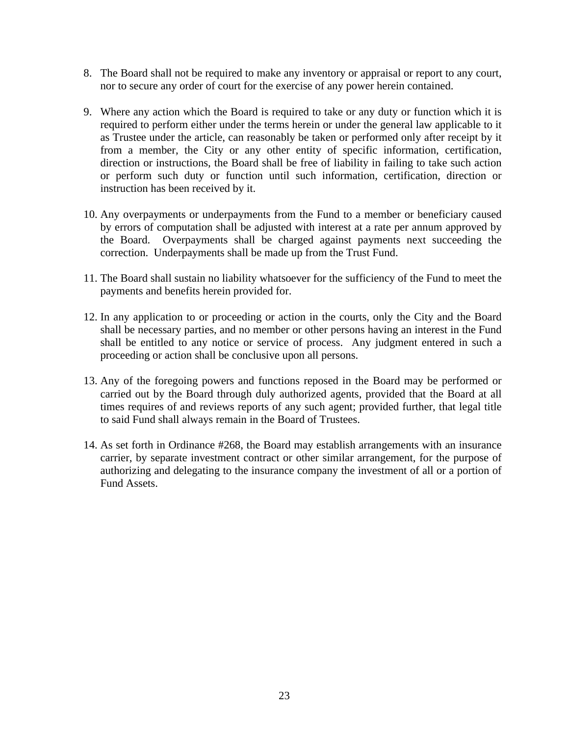8. The Board shall not be required to make any inventory or appraisal or report to any court, nor to secure any order of court for the exercise of any power herein contained.

9. Where any action which the Board is required to take or any duty or function which it is required to perform either under the terms herein or under the general law applicable to it as Trustee under the article, can reasonably be taken or performed only after receipt by it from a member, the City or any other entity of specific information, certification, direction or instructions, the Board shall be free of liability in failing to take such action or perform such duty or function until such information, certification, direction or instruction has been received by it.

10. Any overpayments or underpayments from the Fund to a member or beneficiary caused by errors of computation shall be adjusted with interest at a rate per annum approved by the Board. Overpayments shall be charged against payments next succeeding the correction. Underpayments shall be made up from the Trust Fund.

11. The Board shall sustain no liability whatsoever for the sufficiency of the Fund to meet the payments and benefits herein provided for.

12. In any application to or proceeding or action in the courts, only the City and the Board shall be necessary parties, and no member or other persons having an interest in the Fund shall be entitled to any notice or service of process. Any judgment entered in such a proceeding or action shall be conclusive upon all persons.

13. Any of the foregoing powers and functions reposed in the Board may be performed or carried out by the Board through duly authorized agents, provided that the Board at all times requires of and reviews reports of any such agent; provided further, that legal title to said Fund shall always remain in the Board of Trustees.

14. As set forth in Ordinance #268, the Board may establish arrangements with an insurance carrier, by separate investment contract or other similar arrangement, for the purpose of authorizing and delegating to the insurance company the investment of all or a portion of Fund Assets.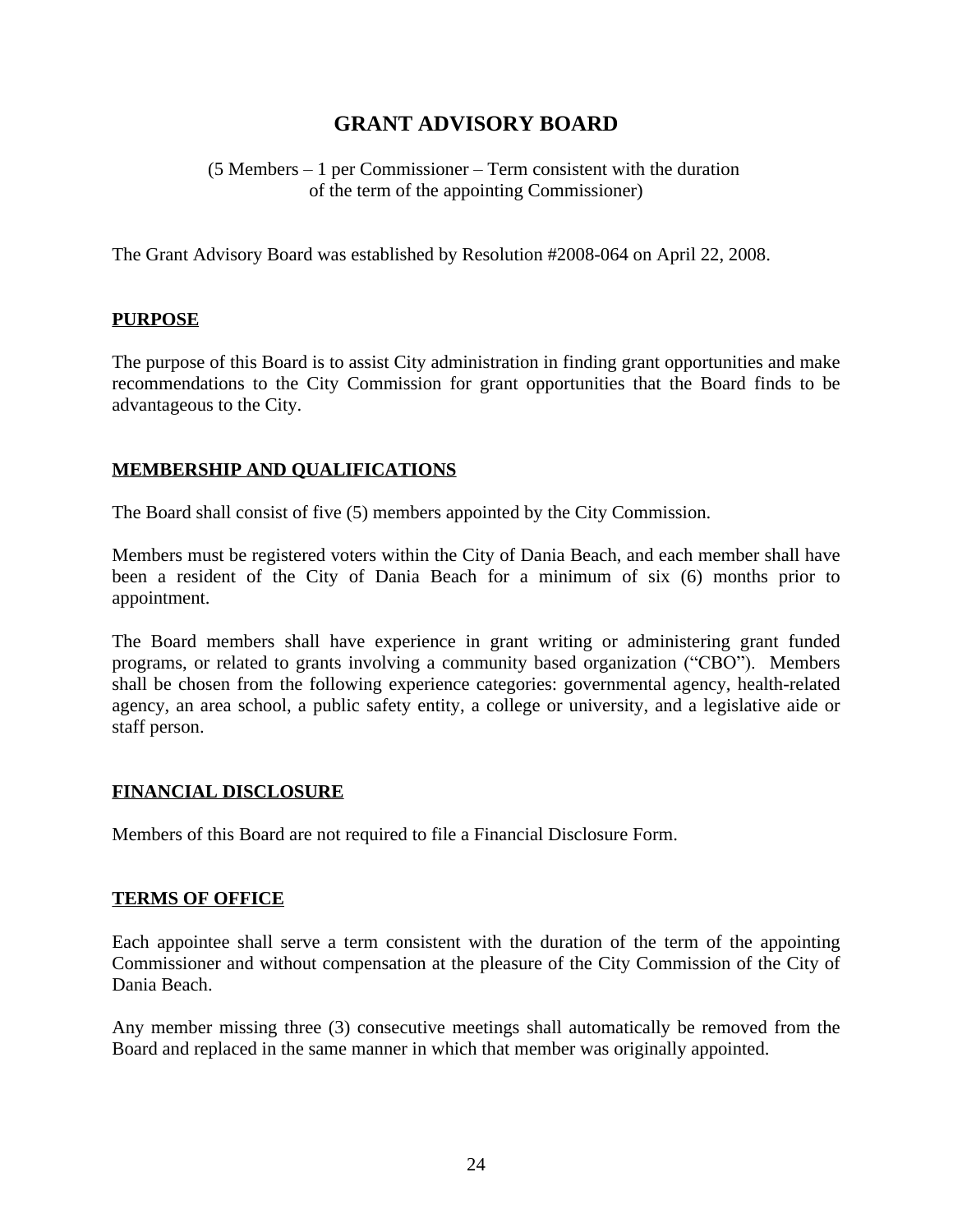# GRANT ADVISORY BOARD

(5 Members – 1 per Commissioner – Term consistent with the duration of the term of the appointing Commissioner)

The Grant Advisory Board was established by Resolution #2008-064 on April 22, 2008.

## PURPOSE

The purpose of this Board is to assist City administration in finding grant opportunities and make recommendations to the City Commission for grant opportunities that the Board finds to be advantageous to the City.

## MEMBERSHIP AND QUALIFICATIONS

The Board shall consist of five (5) members appointed by the City Commission.

Members must be registered voters within the City of Dania Beach, and each member shall have been a resident of the City of Dania Beach for a minimum of six (6) months prior to appointment.

The Board members shall have experience in grant writing or administering grant funded programs, or related to grants involving a community based organization ("CBO"). Members shall be chosen from the following experience categories: governmental agency, health-related agency, an area school, a public safety entity, a college or university, and a legislative aide or staff person.

## FINANCIAL DISCLOSURE

Members of this Board are not required to file a Financial Disclosure Form.

## TERMS OF OFFICE

Each appointee shall serve a term consistent with the duration of the term of the appointing Commissioner and without compensation at the pleasure of the City Commission of the City of Dania Beach.

Any member missing three (3) consecutive meetings shall automatically be removed from the Board and replaced in the same manner in which that member was originally appointed.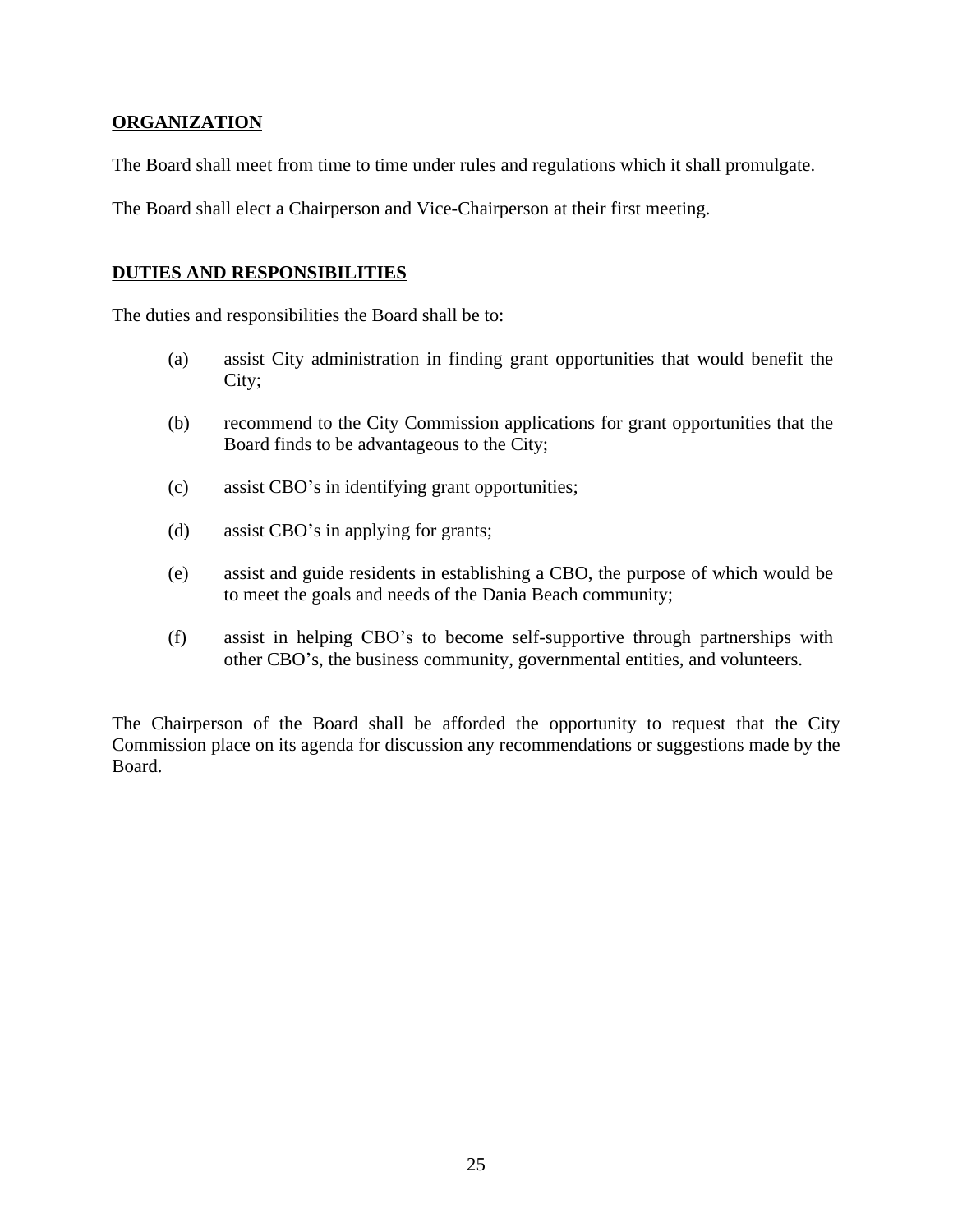**ORGANIZATION**

The Board shall meet from time to time under rules and regulations which it shall promulgate.

The Board shall elect a Chairperson and Vice-Chairperson at their first meeting.

**DUTIES AND RESPONSIBILITIES**

The duties and responsibilities the Board shall be to:

(a) assist City administration in finding grant opportunities that would benefit the City;

(b) recommend to the City Commission applications for grant opportunities that the Board finds to be advantageous to the City;

(c) assist CBO's in identifying grant opportunities;

(d) assist CBO's in applying for grants;

(e) assist and guide residents in establishing a CBO, the purpose of which would be to meet the goals and needs of the Dania Beach community;

(f) assist in helping CBO's to become self-supportive through partnerships with other CBO's, the business community, governmental entities, and volunteers.

The Chairperson of the Board shall be afforded the opportunity to request that the City Commission place on its agenda for discussion any recommendations or suggestions made by the Board.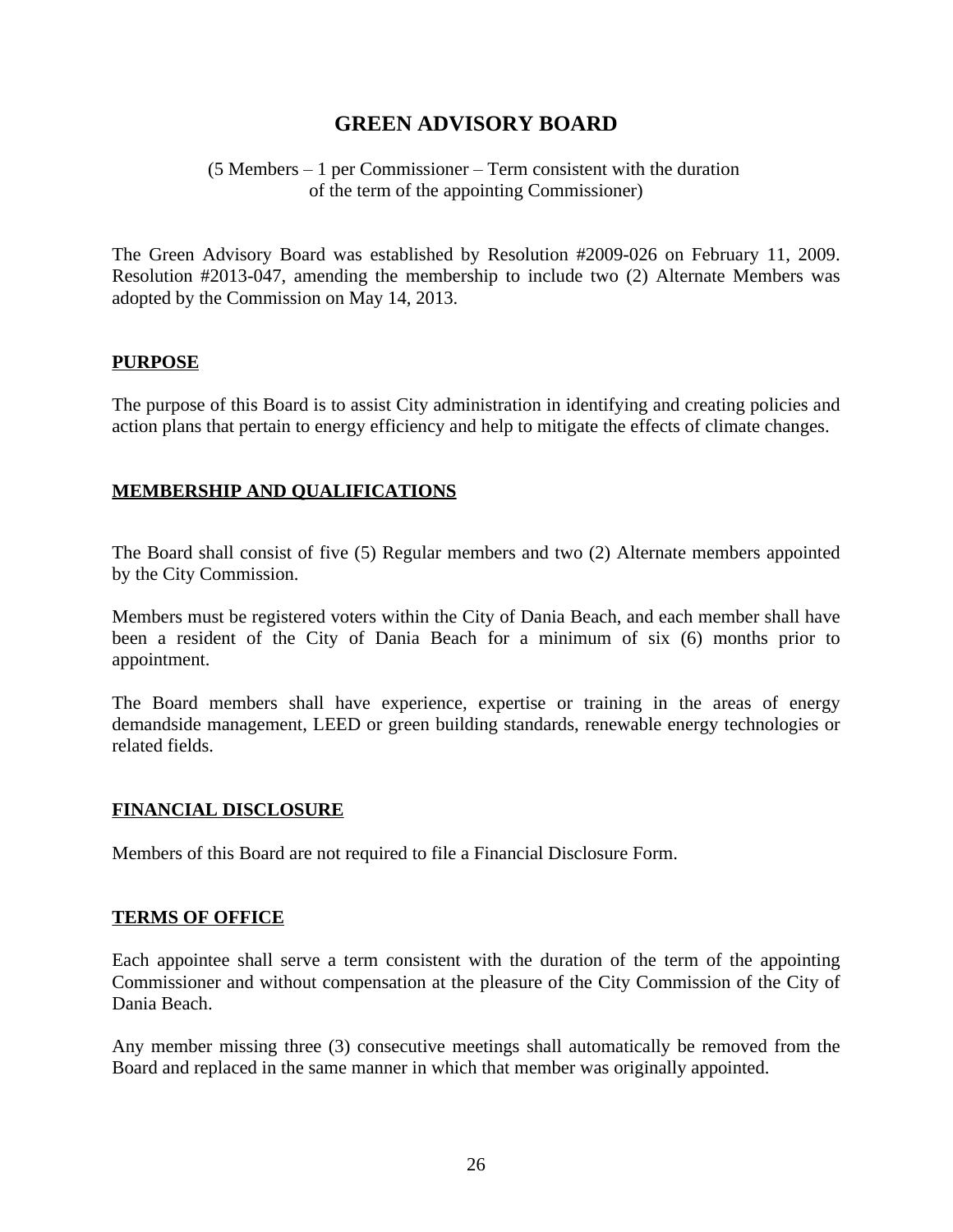# GREEN ADVISORY BOARD

(5 Members – 1 per Commissioner – Term consistent with the duration of the term of the appointing Commissioner)

The Green Advisory Board was established by Resolution #2009-026 on February 11, 2009. Resolution #2013-047, amending the membership to include two (2) Alternate Members was adopted by the Commission on May 14, 2013.

## PURPOSE

The purpose of this Board is to assist City administration in identifying and creating policies and action plans that pertain to energy efficiency and help to mitigate the effects of climate changes.

## MEMBERSHIP AND QUALIFICATIONS

The Board shall consist of five (5) Regular members and two (2) Alternate members appointed by the City Commission.

Members must be registered voters within the City of Dania Beach, and each member shall have been a resident of the City of Dania Beach for a minimum of six (6) months prior to appointment.

The Board members shall have experience, expertise or training in the areas of energy demandside management, LEED or green building standards, renewable energy technologies or related fields.

## FINANCIAL DISCLOSURE

Members of this Board are not required to file a Financial Disclosure Form.

## TERMS OF OFFICE

Each appointee shall serve a term consistent with the duration of the term of the appointing Commissioner and without compensation at the pleasure of the City Commission of the City of Dania Beach.

Any member missing three (3) consecutive meetings shall automatically be removed from the Board and replaced in the same manner in which that member was originally appointed.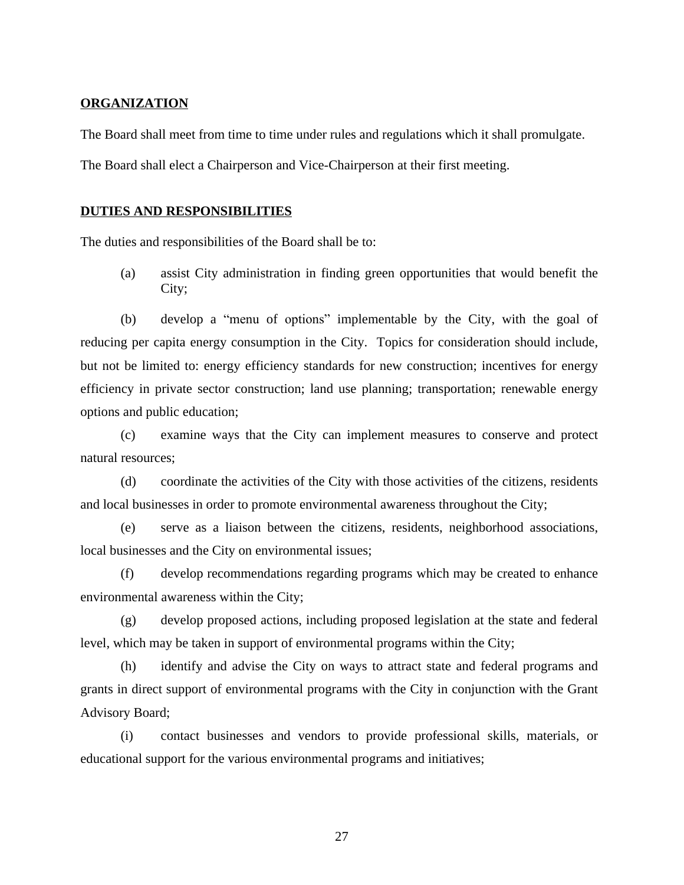**ORGANIZATION**

The Board shall meet from time to time under rules and regulations which it shall promulgate.

The Board shall elect a Chairperson and Vice-Chairperson at their first meeting.

**DUTIES AND RESPONSIBILITIES**

The duties and responsibilities of the Board shall be to:

(a) assist City administration in finding green opportunities that would benefit the City;

(b) develop a "menu of options" implementable by the City, with the goal of reducing per capita energy consumption in the City. Topics for consideration should include, but not be limited to: energy efficiency standards for new construction; incentives for energy efficiency in private sector construction; land use planning; transportation; renewable energy options and public education;

(c) examine ways that the City can implement measures to conserve and protect natural resources;

(d) coordinate the activities of the City with those activities of the citizens, residents and local businesses in order to promote environmental awareness throughout the City;

(e) serve as a liaison between the citizens, residents, neighborhood associations, local businesses and the City on environmental issues;

(f) develop recommendations regarding programs which may be created to enhance environmental awareness within the City;

(g) develop proposed actions, including proposed legislation at the state and federal level, which may be taken in support of environmental programs within the City;

(h) identify and advise the City on ways to attract state and federal programs and grants in direct support of environmental programs with the City in conjunction with the Grant Advisory Board;

(i) contact businesses and vendors to provide professional skills, materials, or educational support for the various environmental programs and initiatives;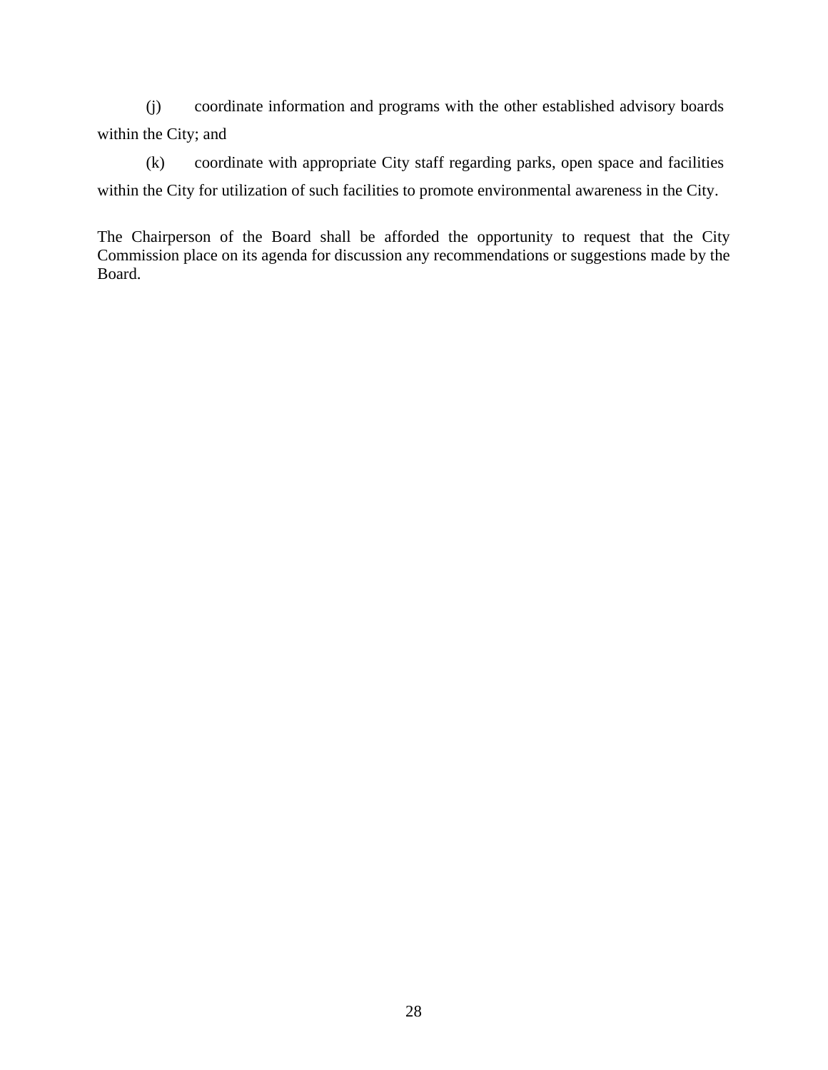(j) coordinate information and programs with the other established advisory boards within the City; and

(k) coordinate with appropriate City staff regarding parks, open space and facilities within the City for utilization of such facilities to promote environmental awareness in the City.

The Chairperson of the Board shall be afforded the opportunity to request that the City Commission place on its agenda for discussion any recommendations or suggestions made by the Board.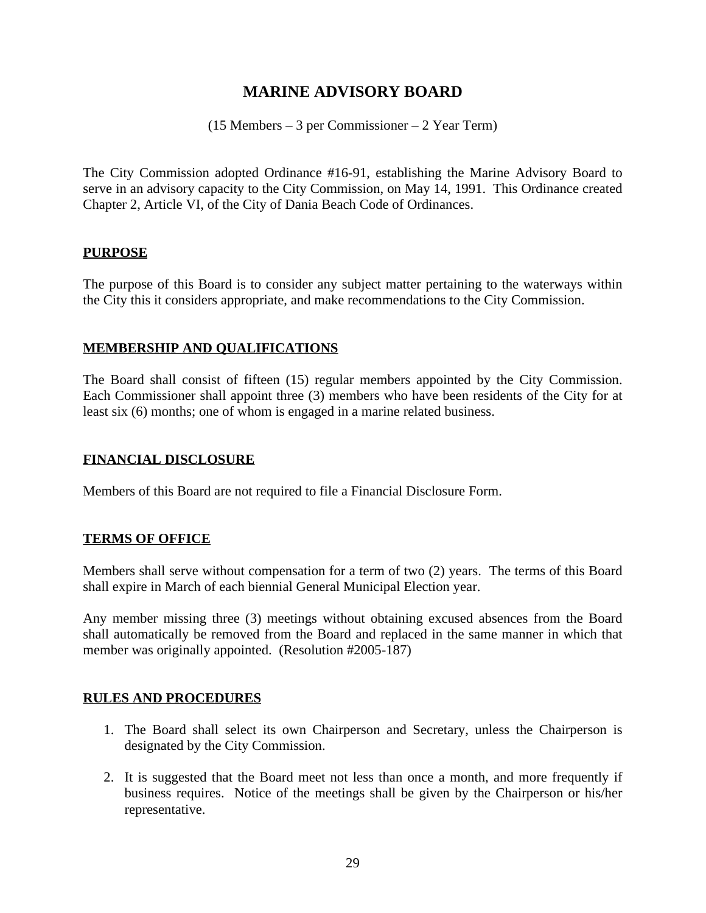# MARINE ADVISORY BOARD

(15 Members – 3 per Commissioner – 2 Year Term)

The City Commission adopted Ordinance #16-91, establishing the Marine Advisory Board to serve in an advisory capacity to the City Commission, on May 14, 1991. This Ordinance created Chapter 2, Article VI, of the City of Dania Beach Code of Ordinances.

## PURPOSE

The purpose of this Board is to consider any subject matter pertaining to the waterways within the City this it considers appropriate, and make recommendations to the City Commission.

## MEMBERSHIP AND QUALIFICATIONS

The Board shall consist of fifteen (15) regular members appointed by the City Commission. Each Commissioner shall appoint three (3) members who have been residents of the City for at least six (6) months; one of whom is engaged in a marine related business.

## FINANCIAL DISCLOSURE

Members of this Board are not required to file a Financial Disclosure Form.

## TERMS OF OFFICE

Members shall serve without compensation for a term of two (2) years. The terms of this Board shall expire in March of each biennial General Municipal Election year.

Any member missing three (3) meetings without obtaining excused absences from the Board shall automatically be removed from the Board and replaced in the same manner in which that member was originally appointed. (Resolution #2005-187)

## RULES AND PROCEDURES

1. The Board shall select its own Chairperson and Secretary, unless the Chairperson is designated by the City Commission.

2. It is suggested that the Board meet not less than once a month, and more frequently if business requires. Notice of the meetings shall be given by the Chairperson or his/her representative.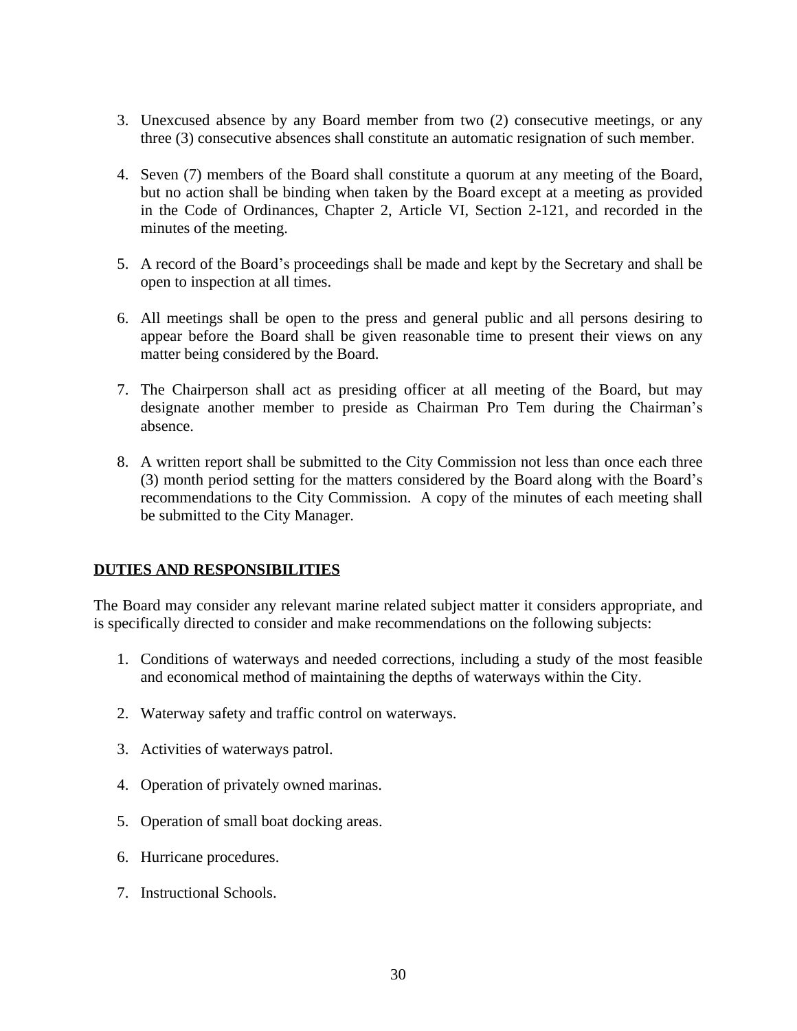3. Unexcused absence by any Board member from two (2) consecutive meetings, or any three (3) consecutive absences shall constitute an automatic resignation of such member.

4. Seven (7) members of the Board shall constitute a quorum at any meeting of the Board, but no action shall be binding when taken by the Board except at a meeting as provided in the Code of Ordinances, Chapter 2, Article VI, Section 2-121, and recorded in the minutes of the meeting.

5. A record of the Board's proceedings shall be made and kept by the Secretary and shall be open to inspection at all times.

6. All meetings shall be open to the press and general public and all persons desiring to appear before the Board shall be given reasonable time to present their views on any matter being considered by the Board.

7. The Chairperson shall act as presiding officer at all meeting of the Board, but may designate another member to preside as Chairman Pro Tem during the Chairman's absence.

8. A written report shall be submitted to the City Commission not less than once each three (3) month period setting for the matters considered by the Board along with the Board's recommendations to the City Commission. A copy of the minutes of each meeting shall be submitted to the City Manager.

## DUTIES AND RESPONSIBILITIES

The Board may consider any relevant marine related subject matter it considers appropriate, and is specifically directed to consider and make recommendations on the following subjects:

1. Conditions of waterways and needed corrections, including a study of the most feasible and economical method of maintaining the depths of waterways within the City.

2. Waterway safety and traffic control on waterways.

3. Activities of waterways patrol.

4. Operation of privately owned marinas.

5. Operation of small boat docking areas.

6. Hurricane procedures.

7. Instructional Schools.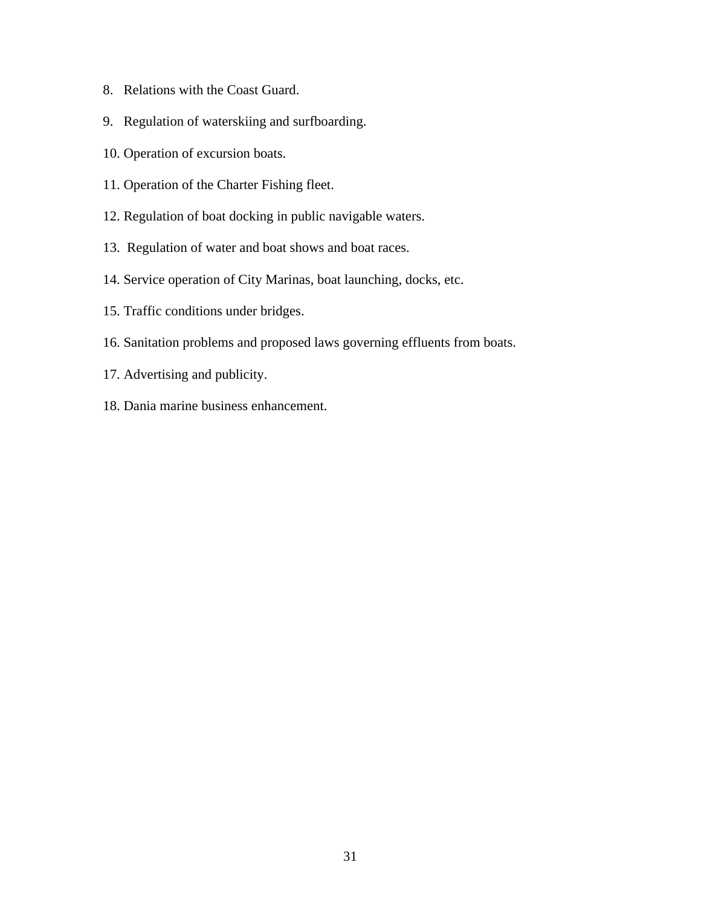8. Relations with the Coast Guard.
9. Regulation of waterskiing and surfboarding.
10. Operation of excursion boats.
11. Operation of the Charter Fishing fleet.
12. Regulation of boat docking in public navigable waters.
13. Regulation of water and boat shows and boat races.
14. Service operation of City Marinas, boat launching, docks, etc.
15. Traffic conditions under bridges.
16. Sanitation problems and proposed laws governing effluents from boats.
17. Advertising and publicity.
18. Dania marine business enhancement.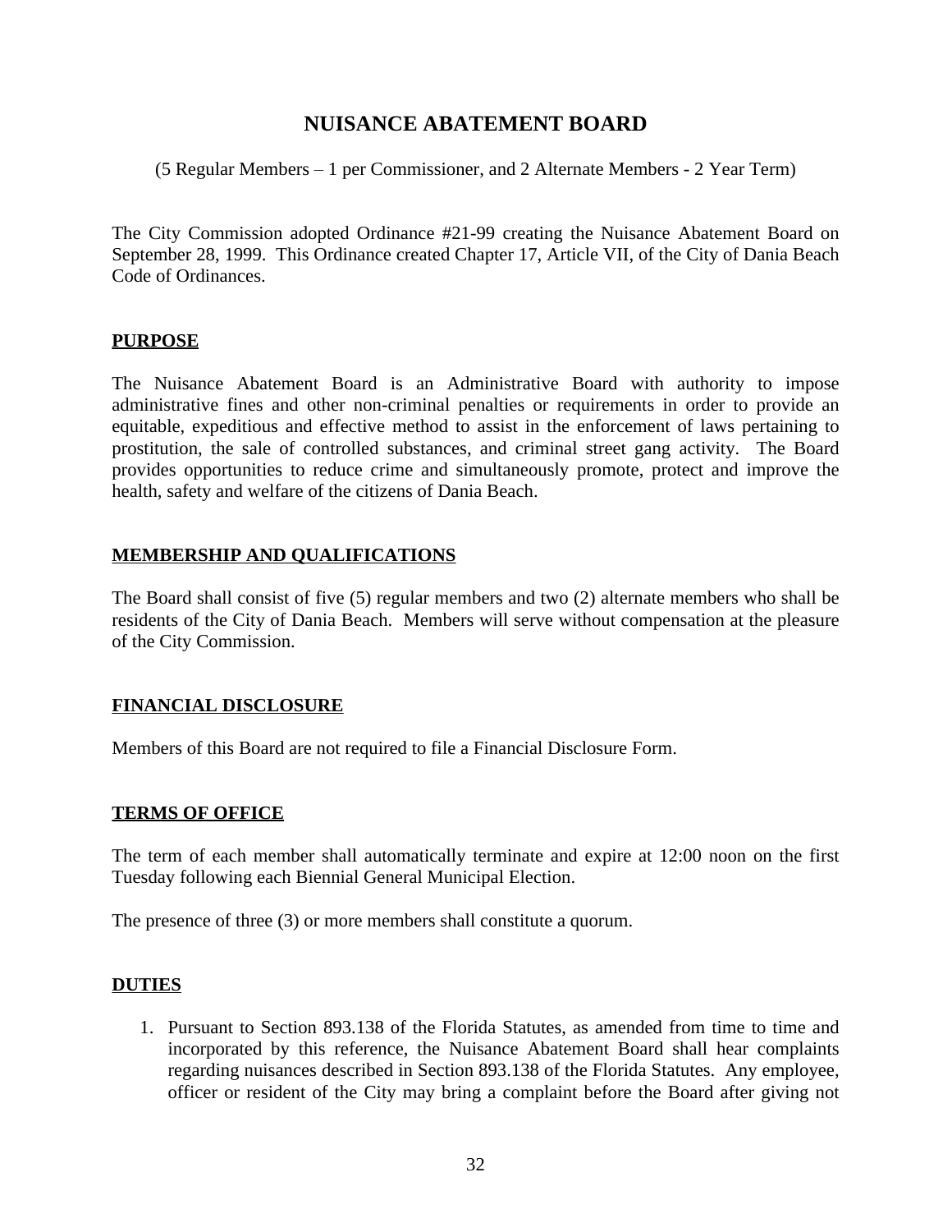# NUISANCE ABATEMENT BOARD

(5 Regular Members – 1 per Commissioner, and 2 Alternate Members - 2 Year Term)

The City Commission adopted Ordinance #21-99 creating the Nuisance Abatement Board on September 28, 1999. This Ordinance created Chapter 17, Article VII, of the City of Dania Beach Code of Ordinances.

## PURPOSE

The Nuisance Abatement Board is an Administrative Board with authority to impose administrative fines and other non-criminal penalties or requirements in order to provide an equitable, expeditious and effective method to assist in the enforcement of laws pertaining to prostitution, the sale of controlled substances, and criminal street gang activity. The Board provides opportunities to reduce crime and simultaneously promote, protect and improve the health, safety and welfare of the citizens of Dania Beach.

## MEMBERSHIP AND QUALIFICATIONS

The Board shall consist of five (5) regular members and two (2) alternate members who shall be residents of the City of Dania Beach. Members will serve without compensation at the pleasure of the City Commission.

## FINANCIAL DISCLOSURE

Members of this Board are not required to file a Financial Disclosure Form.

## TERMS OF OFFICE

The term of each member shall automatically terminate and expire at 12:00 noon on the first Tuesday following each Biennial General Municipal Election.

The presence of three (3) or more members shall constitute a quorum.

## DUTIES

1. Pursuant to Section 893.138 of the Florida Statutes, as amended from time to time and incorporated by this reference, the Nuisance Abatement Board shall hear complaints regarding nuisances described in Section 893.138 of the Florida Statutes. Any employee, officer or resident of the City may bring a complaint before the Board after giving not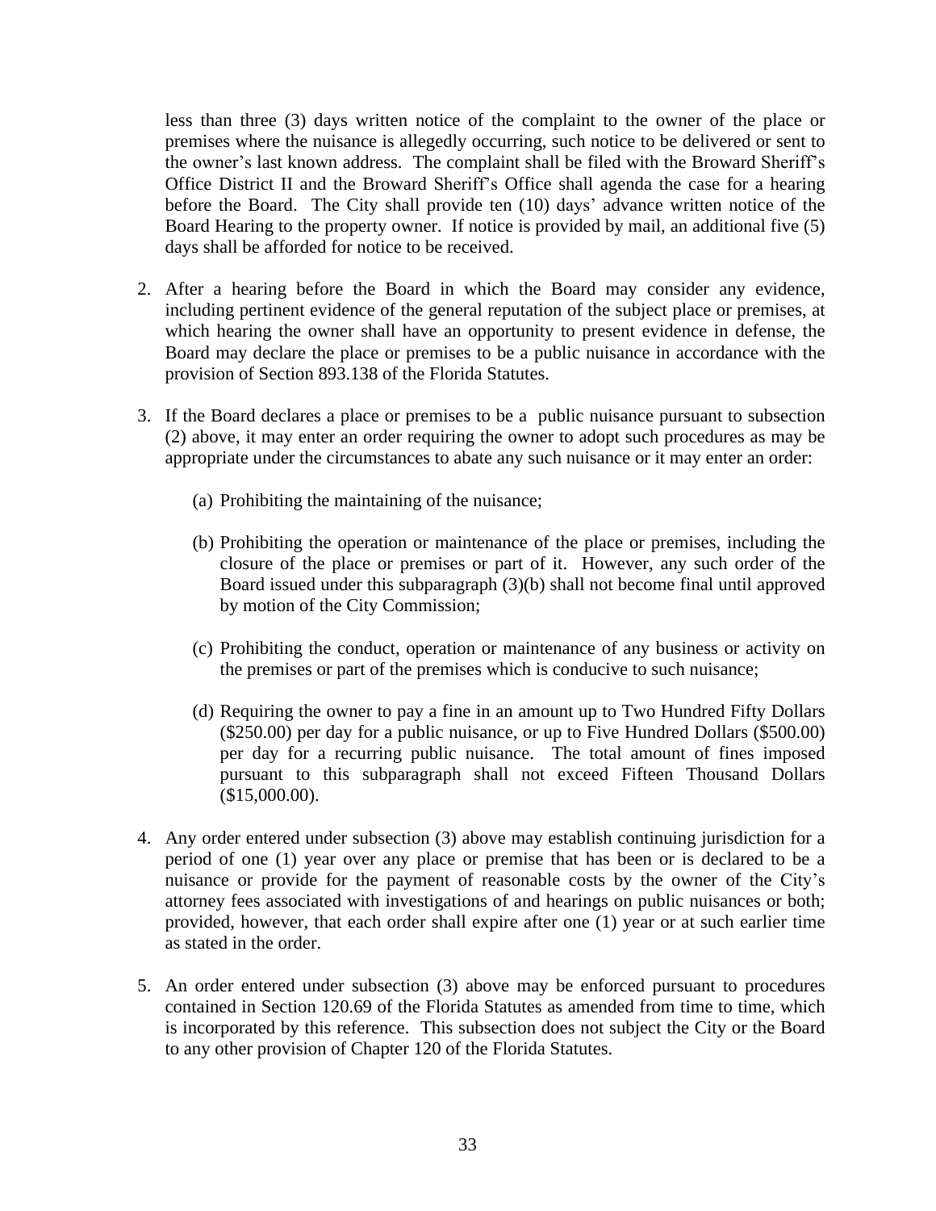less than three (3) days written notice of the complaint to the owner of the place or premises where the nuisance is allegedly occurring, such notice to be delivered or sent to the owner's last known address. The complaint shall be filed with the Broward Sheriff's Office District II and the Broward Sheriff's Office shall agenda the case for a hearing before the Board. The City shall provide ten (10) days' advance written notice of the Board Hearing to the property owner. If notice is provided by mail, an additional five (5) days shall be afforded for notice to be received.

2. After a hearing before the Board in which the Board may consider any evidence, including pertinent evidence of the general reputation of the subject place or premises, at which hearing the owner shall have an opportunity to present evidence in defense, the Board may declare the place or premises to be a public nuisance in accordance with the provision of Section 893.138 of the Florida Statutes.

3. If the Board declares a place or premises to be a public nuisance pursuant to subsection (2) above, it may enter an order requiring the owner to adopt such procedures as may be appropriate under the circumstances to abate any such nuisance or it may enter an order:

   (a) Prohibiting the maintaining of the nuisance;

   (b) Prohibiting the operation or maintenance of the place or premises, including the closure of the place or premises or part of it. However, any such order of the Board issued under this subparagraph (3)(b) shall not become final until approved by motion of the City Commission;

   (c) Prohibiting the conduct, operation or maintenance of any business or activity on the premises or part of the premises which is conducive to such nuisance;

   (d) Requiring the owner to pay a fine in an amount up to Two Hundred Fifty Dollars ($250.00) per day for a public nuisance, or up to Five Hundred Dollars ($500.00) per day for a recurring public nuisance. The total amount of fines imposed pursuant to this subparagraph shall not exceed Fifteen Thousand Dollars ($15,000.00).

4. Any order entered under subsection (3) above may establish continuing jurisdiction for a period of one (1) year over any place or premise that has been or is declared to be a nuisance or provide for the payment of reasonable costs by the owner of the City's attorney fees associated with investigations of and hearings on public nuisances or both; provided, however, that each order shall expire after one (1) year or at such earlier time as stated in the order.

5. An order entered under subsection (3) above may be enforced pursuant to procedures contained in Section 120.69 of the Florida Statutes as amended from time to time, which is incorporated by this reference. This subsection does not subject the City or the Board to any other provision of Chapter 120 of the Florida Statutes.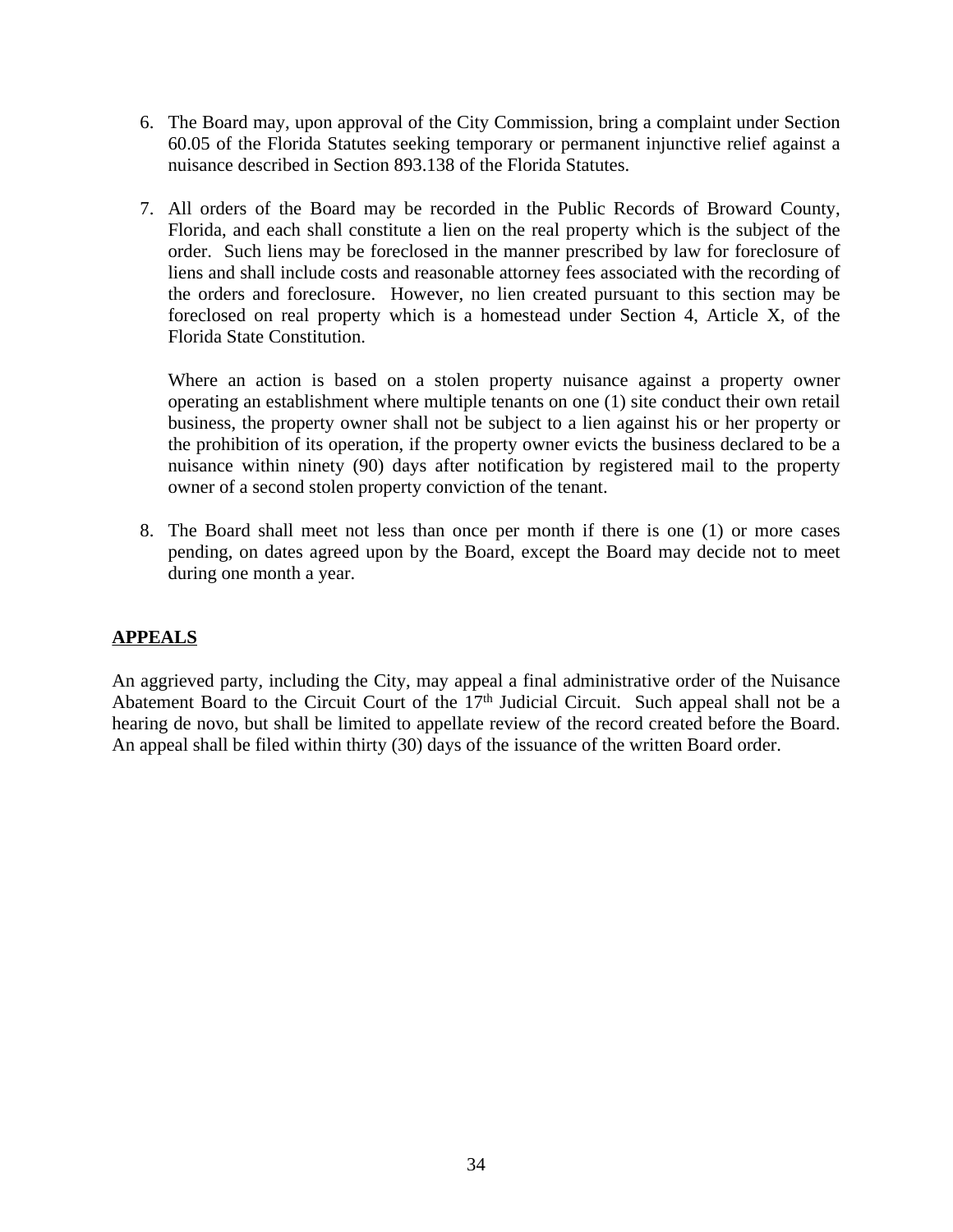6. The Board may, upon approval of the City Commission, bring a complaint under Section 60.05 of the Florida Statutes seeking temporary or permanent injunctive relief against a nuisance described in Section 893.138 of the Florida Statutes.

7. All orders of the Board may be recorded in the Public Records of Broward County, Florida, and each shall constitute a lien on the real property which is the subject of the order. Such liens may be foreclosed in the manner prescribed by law for foreclosure of liens and shall include costs and reasonable attorney fees associated with the recording of the orders and foreclosure. However, no lien created pursuant to this section may be foreclosed on real property which is a homestead under Section 4, Article X, of the Florida State Constitution.

   Where an action is based on a stolen property nuisance against a property owner operating an establishment where multiple tenants on one (1) site conduct their own retail business, the property owner shall not be subject to a lien against his or her property or the prohibition of its operation, if the property owner evicts the business declared to be a nuisance within ninety (90) days after notification by registered mail to the property owner of a second stolen property conviction of the tenant.

8. The Board shall meet not less than once per month if there is one (1) or more cases pending, on dates agreed upon by the Board, except the Board may decide not to meet during one month a year.

## APPEALS

An aggrieved party, including the City, may appeal a final administrative order of the Nuisance Abatement Board to the Circuit Court of the 17th Judicial Circuit. Such appeal shall not be a hearing de novo, but shall be limited to appellate review of the record created before the Board. An appeal shall be filed within thirty (30) days of the issuance of the written Board order.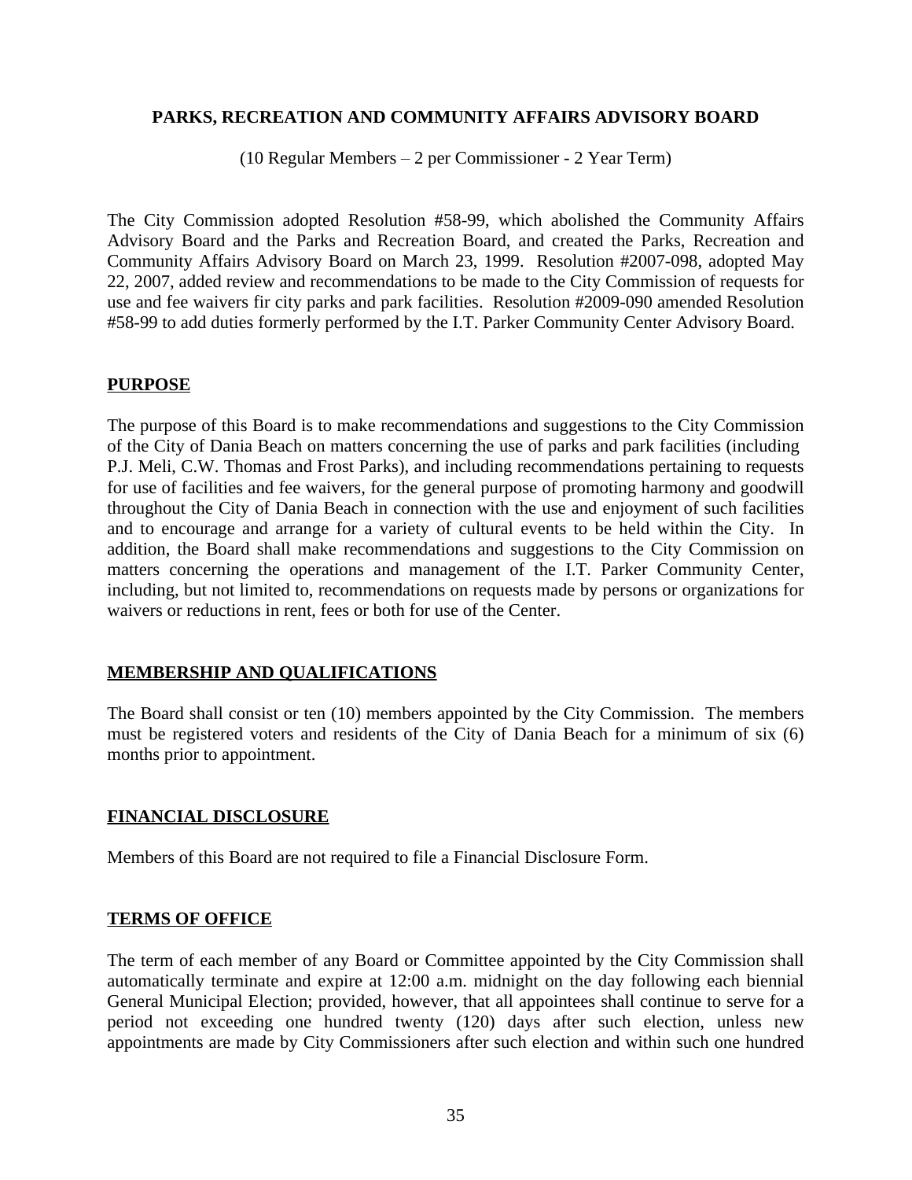## PARKS, RECREATION AND COMMUNITY AFFAIRS ADVISORY BOARD

(10 Regular Members – 2 per Commissioner - 2 Year Term)

The City Commission adopted Resolution #58-99, which abolished the Community Affairs Advisory Board and the Parks and Recreation Board, and created the Parks, Recreation and Community Affairs Advisory Board on March 23, 1999. Resolution #2007-098, adopted May 22, 2007, added review and recommendations to be made to the City Commission of requests for use and fee waivers fir city parks and park facilities. Resolution #2009-090 amended Resolution #58-99 to add duties formerly performed by the I.T. Parker Community Center Advisory Board.

### PURPOSE

The purpose of this Board is to make recommendations and suggestions to the City Commission of the City of Dania Beach on matters concerning the use of parks and park facilities (including P.J. Meli, C.W. Thomas and Frost Parks), and including recommendations pertaining to requests for use of facilities and fee waivers, for the general purpose of promoting harmony and goodwill throughout the City of Dania Beach in connection with the use and enjoyment of such facilities and to encourage and arrange for a variety of cultural events to be held within the City. In addition, the Board shall make recommendations and suggestions to the City Commission on matters concerning the operations and management of the I.T. Parker Community Center, including, but not limited to, recommendations on requests made by persons or organizations for waivers or reductions in rent, fees or both for use of the Center.

### MEMBERSHIP AND QUALIFICATIONS

The Board shall consist or ten (10) members appointed by the City Commission. The members must be registered voters and residents of the City of Dania Beach for a minimum of six (6) months prior to appointment.

### FINANCIAL DISCLOSURE

Members of this Board are not required to file a Financial Disclosure Form.

### TERMS OF OFFICE

The term of each member of any Board or Committee appointed by the City Commission shall automatically terminate and expire at 12:00 a.m. midnight on the day following each biennial General Municipal Election; provided, however, that all appointees shall continue to serve for a period not exceeding one hundred twenty (120) days after such election, unless new appointments are made by City Commissioners after such election and within such one hundred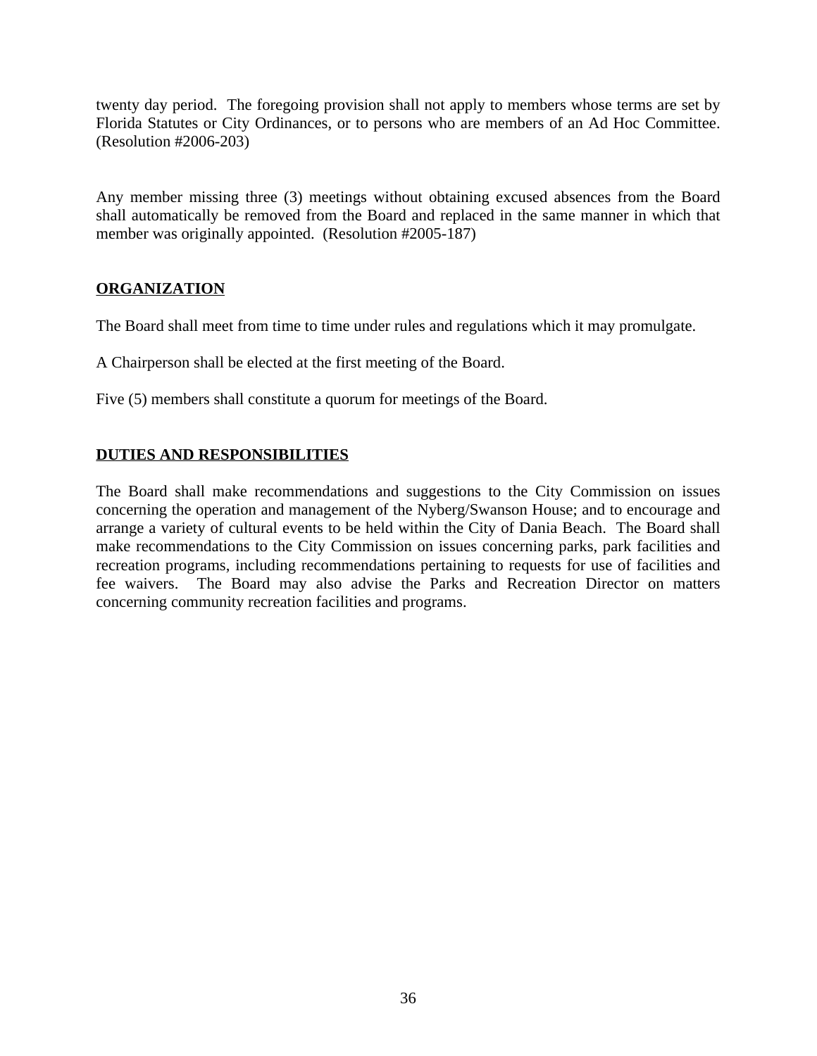twenty day period. The foregoing provision shall not apply to members whose terms are set by Florida Statutes or City Ordinances, or to persons who are members of an Ad Hoc Committee. (Resolution #2006-203)

Any member missing three (3) meetings without obtaining excused absences from the Board shall automatically be removed from the Board and replaced in the same manner in which that member was originally appointed. (Resolution #2005-187)

## **ORGANIZATION**

The Board shall meet from time to time under rules and regulations which it may promulgate.

A Chairperson shall be elected at the first meeting of the Board.

Five (5) members shall constitute a quorum for meetings of the Board.

## **DUTIES AND RESPONSIBILITIES**

The Board shall make recommendations and suggestions to the City Commission on issues concerning the operation and management of the Nyberg/Swanson House; and to encourage and arrange a variety of cultural events to be held within the City of Dania Beach. The Board shall make recommendations to the City Commission on issues concerning parks, park facilities and recreation programs, including recommendations pertaining to requests for use of facilities and fee waivers. The Board may also advise the Parks and Recreation Director on matters concerning community recreation facilities and programs.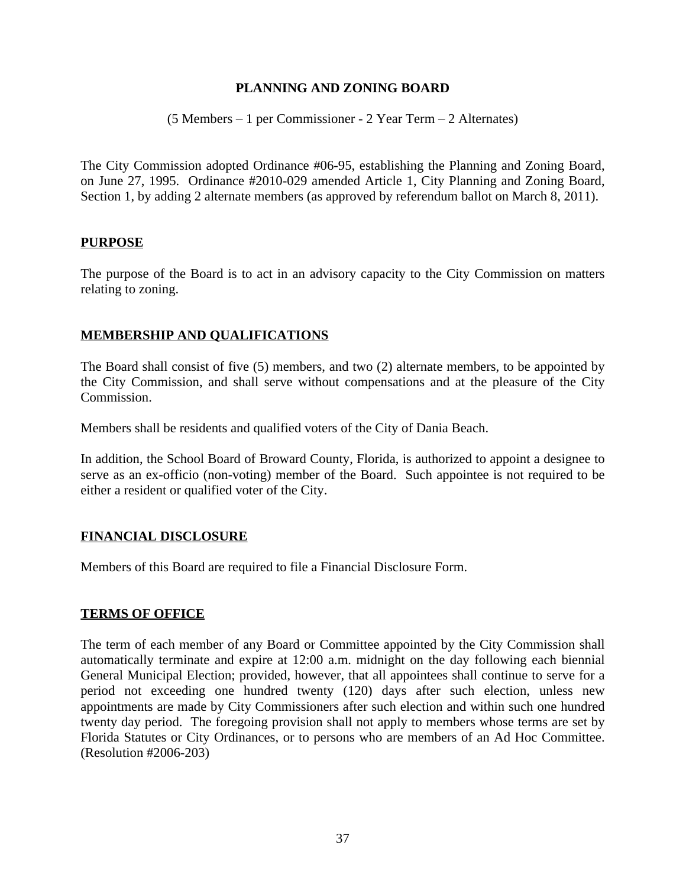# PLANNING AND ZONING BOARD

(5 Members – 1 per Commissioner - 2 Year Term – 2 Alternates)

The City Commission adopted Ordinance #06-95, establishing the Planning and Zoning Board, on June 27, 1995. Ordinance #2010-029 amended Article 1, City Planning and Zoning Board, Section 1, by adding 2 alternate members (as approved by referendum ballot on March 8, 2011).

## PURPOSE

The purpose of the Board is to act in an advisory capacity to the City Commission on matters relating to zoning.

## MEMBERSHIP AND QUALIFICATIONS

The Board shall consist of five (5) members, and two (2) alternate members, to be appointed by the City Commission, and shall serve without compensations and at the pleasure of the City Commission.

Members shall be residents and qualified voters of the City of Dania Beach.

In addition, the School Board of Broward County, Florida, is authorized to appoint a designee to serve as an ex-officio (non-voting) member of the Board. Such appointee is not required to be either a resident or qualified voter of the City.

## FINANCIAL DISCLOSURE

Members of this Board are required to file a Financial Disclosure Form.

## TERMS OF OFFICE

The term of each member of any Board or Committee appointed by the City Commission shall automatically terminate and expire at 12:00 a.m. midnight on the day following each biennial General Municipal Election; provided, however, that all appointees shall continue to serve for a period not exceeding one hundred twenty (120) days after such election, unless new appointments are made by City Commissioners after such election and within such one hundred twenty day period. The foregoing provision shall not apply to members whose terms are set by Florida Statutes or City Ordinances, or to persons who are members of an Ad Hoc Committee. (Resolution #2006-203)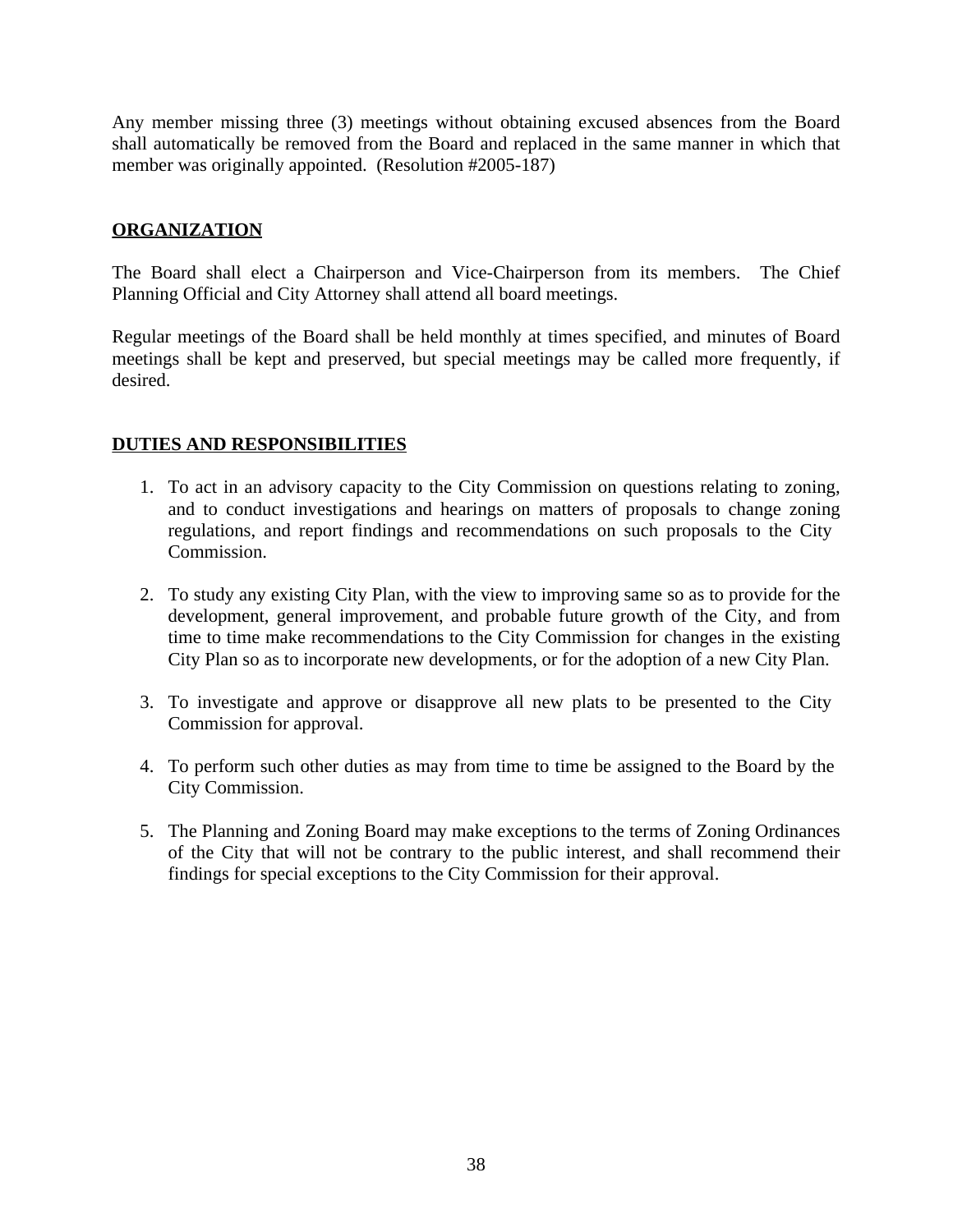Any member missing three (3) meetings without obtaining excused absences from the Board shall automatically be removed from the Board and replaced in the same manner in which that member was originally appointed. (Resolution #2005-187)

## ORGANIZATION

The Board shall elect a Chairperson and Vice-Chairperson from its members. The Chief Planning Official and City Attorney shall attend all board meetings.

Regular meetings of the Board shall be held monthly at times specified, and minutes of Board meetings shall be kept and preserved, but special meetings may be called more frequently, if desired.

## DUTIES AND RESPONSIBILITIES

1. To act in an advisory capacity to the City Commission on questions relating to zoning, and to conduct investigations and hearings on matters of proposals to change zoning regulations, and report findings and recommendations on such proposals to the City Commission.

2. To study any existing City Plan, with the view to improving same so as to provide for the development, general improvement, and probable future growth of the City, and from time to time make recommendations to the City Commission for changes in the existing City Plan so as to incorporate new developments, or for the adoption of a new City Plan.

3. To investigate and approve or disapprove all new plats to be presented to the City Commission for approval.

4. To perform such other duties as may from time to time be assigned to the Board by the City Commission.

5. The Planning and Zoning Board may make exceptions to the terms of Zoning Ordinances of the City that will not be contrary to the public interest, and shall recommend their findings for special exceptions to the City Commission for their approval.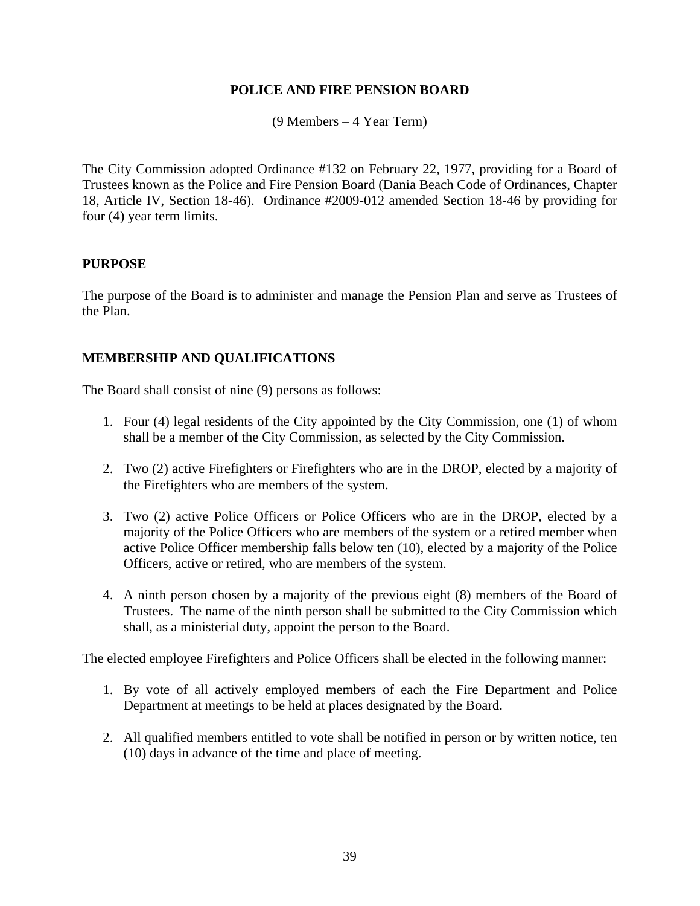# POLICE AND FIRE PENSION BOARD

(9 Members – 4 Year Term)

The City Commission adopted Ordinance #132 on February 22, 1977, providing for a Board of Trustees known as the Police and Fire Pension Board (Dania Beach Code of Ordinances, Chapter 18, Article IV, Section 18-46). Ordinance #2009-012 amended Section 18-46 by providing for four (4) year term limits.

## PURPOSE

The purpose of the Board is to administer and manage the Pension Plan and serve as Trustees of the Plan.

## MEMBERSHIP AND QUALIFICATIONS

The Board shall consist of nine (9) persons as follows:

1. Four (4) legal residents of the City appointed by the City Commission, one (1) of whom shall be a member of the City Commission, as selected by the City Commission.
2. Two (2) active Firefighters or Firefighters who are in the DROP, elected by a majority of the Firefighters who are members of the system.
3. Two (2) active Police Officers or Police Officers who are in the DROP, elected by a majority of the Police Officers who are members of the system or a retired member when active Police Officer membership falls below ten (10), elected by a majority of the Police Officers, active or retired, who are members of the system.
4. A ninth person chosen by a majority of the previous eight (8) members of the Board of Trustees. The name of the ninth person shall be submitted to the City Commission which shall, as a ministerial duty, appoint the person to the Board.

The elected employee Firefighters and Police Officers shall be elected in the following manner:

1. By vote of all actively employed members of each the Fire Department and Police Department at meetings to be held at places designated by the Board.
2. All qualified members entitled to vote shall be notified in person or by written notice, ten (10) days in advance of the time and place of meeting.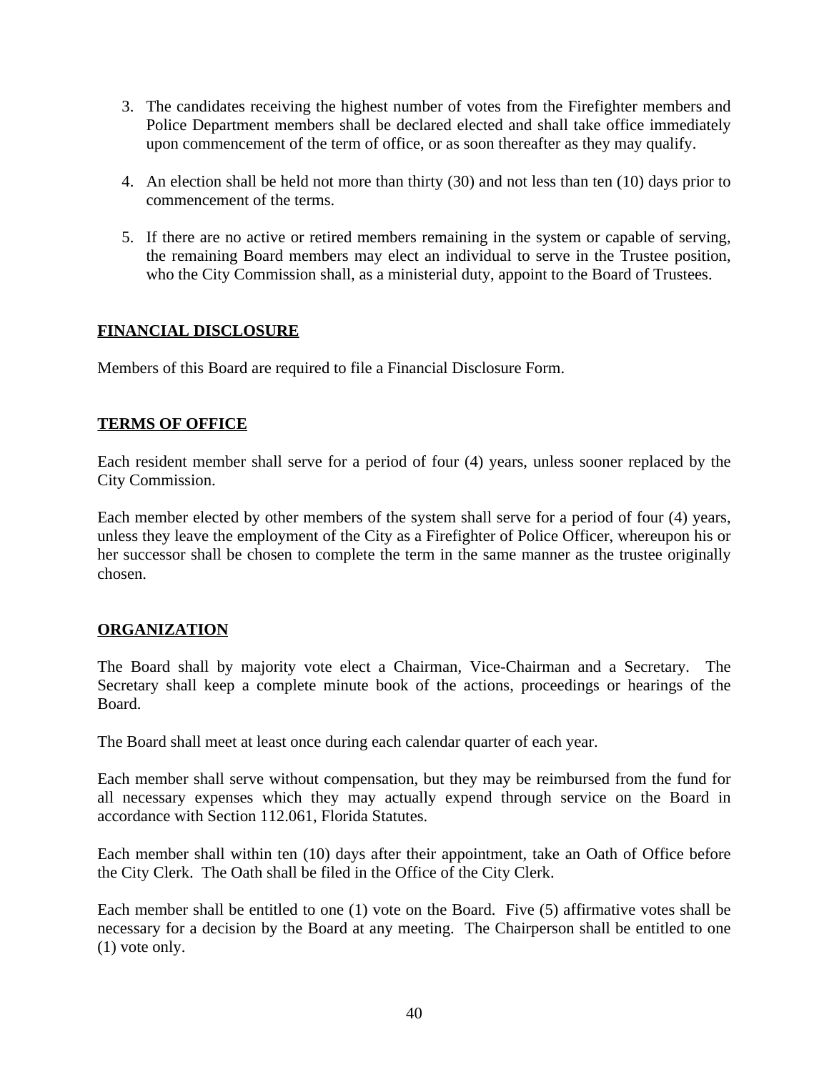3. The candidates receiving the highest number of votes from the Firefighter members and Police Department members shall be declared elected and shall take office immediately upon commencement of the term of office, or as soon thereafter as they may qualify.

4. An election shall be held not more than thirty (30) and not less than ten (10) days prior to commencement of the terms.

5. If there are no active or retired members remaining in the system or capable of serving, the remaining Board members may elect an individual to serve in the Trustee position, who the City Commission shall, as a ministerial duty, appoint to the Board of Trustees.

## FINANCIAL DISCLOSURE

Members of this Board are required to file a Financial Disclosure Form.

## TERMS OF OFFICE

Each resident member shall serve for a period of four (4) years, unless sooner replaced by the City Commission.

Each member elected by other members of the system shall serve for a period of four (4) years, unless they leave the employment of the City as a Firefighter of Police Officer, whereupon his or her successor shall be chosen to complete the term in the same manner as the trustee originally chosen.

## ORGANIZATION

The Board shall by majority vote elect a Chairman, Vice-Chairman and a Secretary. The Secretary shall keep a complete minute book of the actions, proceedings or hearings of the Board.

The Board shall meet at least once during each calendar quarter of each year.

Each member shall serve without compensation, but they may be reimbursed from the fund for all necessary expenses which they may actually expend through service on the Board in accordance with Section 112.061, Florida Statutes.

Each member shall within ten (10) days after their appointment, take an Oath of Office before the City Clerk. The Oath shall be filed in the Office of the City Clerk.

Each member shall be entitled to one (1) vote on the Board. Five (5) affirmative votes shall be necessary for a decision by the Board at any meeting. The Chairperson shall be entitled to one (1) vote only.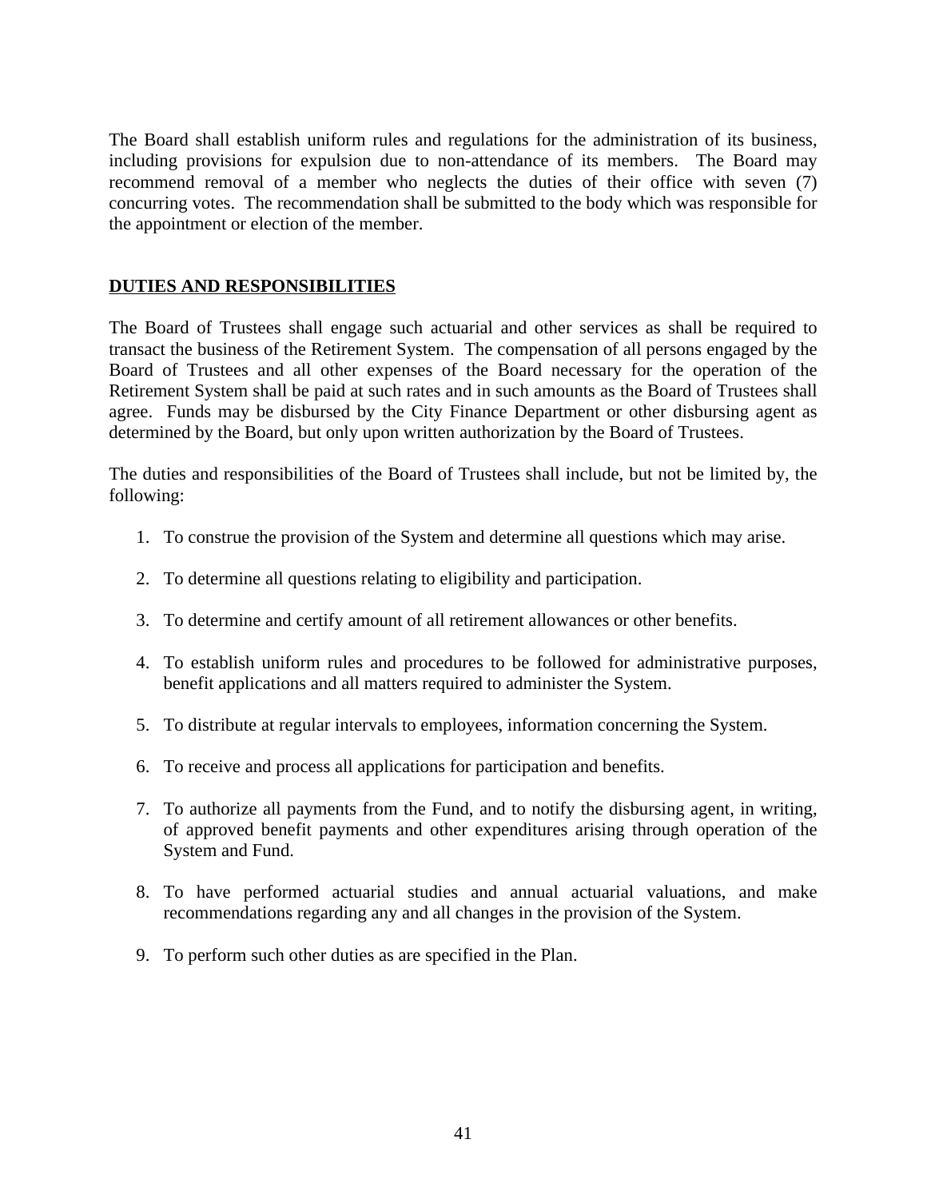The Board shall establish uniform rules and regulations for the administration of its business, including provisions for expulsion due to non-attendance of its members. The Board may recommend removal of a member who neglects the duties of their office with seven (7) concurring votes. The recommendation shall be submitted to the body which was responsible for the appointment or election of the member.

## DUTIES AND RESPONSIBILITIES

The Board of Trustees shall engage such actuarial and other services as shall be required to transact the business of the Retirement System. The compensation of all persons engaged by the Board of Trustees and all other expenses of the Board necessary for the operation of the Retirement System shall be paid at such rates and in such amounts as the Board of Trustees shall agree. Funds may be disbursed by the City Finance Department or other disbursing agent as determined by the Board, but only upon written authorization by the Board of Trustees.

The duties and responsibilities of the Board of Trustees shall include, but not be limited by, the following:

1. To construe the provision of the System and determine all questions which may arise.

2. To determine all questions relating to eligibility and participation.

3. To determine and certify amount of all retirement allowances or other benefits.

4. To establish uniform rules and procedures to be followed for administrative purposes, benefit applications and all matters required to administer the System.

5. To distribute at regular intervals to employees, information concerning the System.

6. To receive and process all applications for participation and benefits.

7. To authorize all payments from the Fund, and to notify the disbursing agent, in writing, of approved benefit payments and other expenditures arising through operation of the System and Fund.

8. To have performed actuarial studies and annual actuarial valuations, and make recommendations regarding any and all changes in the provision of the System.

9. To perform such other duties as are specified in the Plan.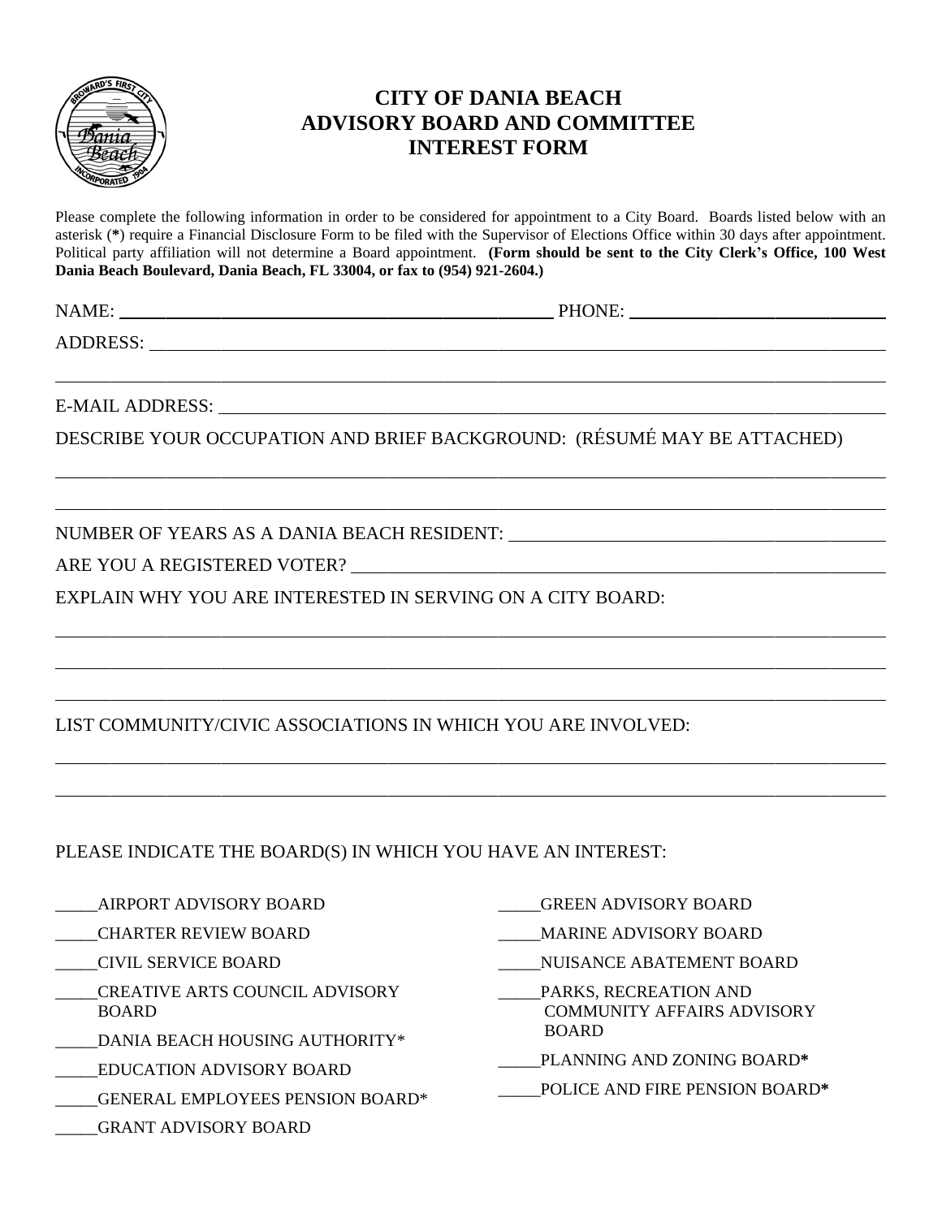# CITY OF DANIA BEACH
# ADVISORY BOARD AND COMMITTEE
# INTEREST FORM

Please complete the following information in order to be considered for appointment to a City Board. Boards listed below with an asterisk (*) require a Financial Disclosure Form to be filed with the Supervisor of Elections Office within 30 days after appointment. Political party affiliation will not determine a Board appointment. **(Form should be sent to the City Clerk's Office, 100 West Dania Beach Boulevard, Dania Beach, FL 33004, or fax to (954) 921-2604.)**

NAME: ______________________________ PHONE: ______________________________

ADDRESS: ____________________________________________________________

____________________________________________________________

E-MAIL ADDRESS: ____________________________________________________________

DESCRIBE YOUR OCCUPATION AND BRIEF BACKGROUND: (RÉSUMÉ MAY BE ATTACHED)

____________________________________________________________

____________________________________________________________

NUMBER OF YEARS AS A DANIA BEACH RESIDENT: ______________________________

ARE YOU A REGISTERED VOTER? ______________________________

EXPLAIN WHY YOU ARE INTERESTED IN SERVING ON A CITY BOARD:

____________________________________________________________

____________________________________________________________

____________________________________________________________

LIST COMMUNITY/CIVIC ASSOCIATIONS IN WHICH YOU ARE INVOLVED:

____________________________________________________________

____________________________________________________________

PLEASE INDICATE THE BOARD(S) IN WHICH YOU HAVE AN INTEREST:

_____AIRPORT ADVISORY BOARD

_____CHARTER REVIEW BOARD

_____CIVIL SERVICE BOARD

_____CREATIVE ARTS COUNCIL ADVISORY BOARD

_____DANIA BEACH HOUSING AUTHORITY*

_____EDUCATION ADVISORY BOARD

_____GENERAL EMPLOYEES PENSION BOARD*

_____GRANT ADVISORY BOARD

_____GREEN ADVISORY BOARD

_____MARINE ADVISORY BOARD

_____NUISANCE ABATEMENT BOARD

_____PARKS, RECREATION AND COMMUNITY AFFAIRS ADVISORY BOARD

_____PLANNING AND ZONING BOARD*

_____POLICE AND FIRE PENSION BOARD*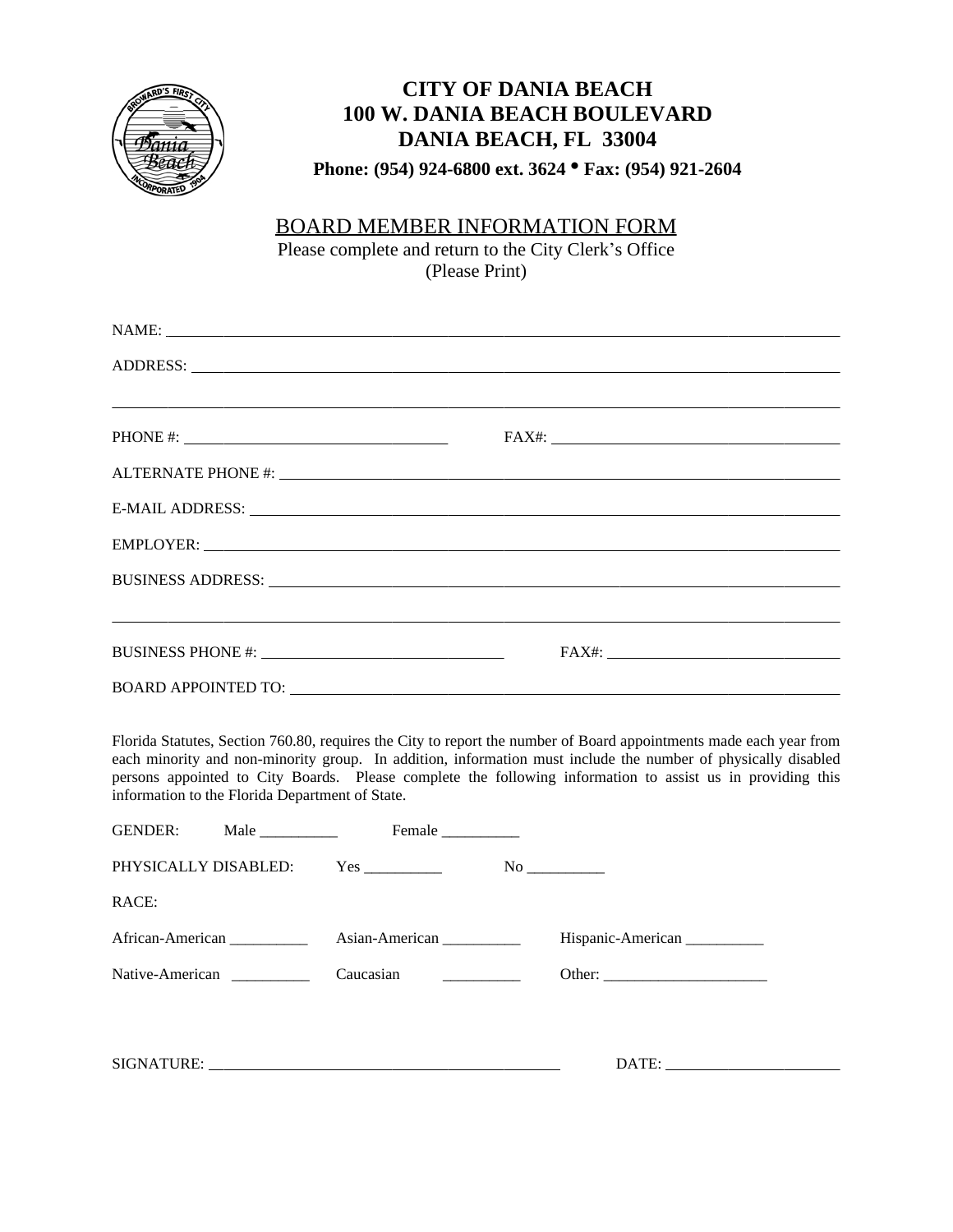# CITY OF DANIA BEACH
# 100 W. DANIA BEACH BOULEVARD
# DANIA BEACH, FL 33004

**Phone: (954) 924-6800 ext. 3624 • Fax: (954) 921-2604**

## BOARD MEMBER INFORMATION FORM

Please complete and return to the City Clerk's Office
(Please Print)

NAME: ______________________________________________________________________________

ADDRESS: ___________________________________________________________________________

____________________________________________________________________________________

PHONE #: ________________________________ FAX#: ____________________________________

ALTERNATE PHONE #: _________________________________________________________________

E-MAIL ADDRESS: ____________________________________________________________________

EMPLOYER: __________________________________________________________________________

BUSINESS ADDRESS: __________________________________________________________________

____________________________________________________________________________________

BUSINESS PHONE #: ______________________________ FAX#: ______________________________

BOARD APPOINTED TO: ________________________________________________________________

Florida Statutes, Section 760.80, requires the City to report the number of Board appointments made each year from each minority and non-minority group. In addition, information must include the number of physically disabled persons appointed to City Boards. Please complete the following information to assist us in providing this information to the Florida Department of State.

GENDER: Male __________ Female __________

PHYSICALLY DISABLED: Yes __________ No __________

RACE:

African-American __________ Asian-American __________ Hispanic-American __________

Native-American __________ Caucasian __________ Other: ______________________

SIGNATURE: ____________________________________________ DATE: ______________________